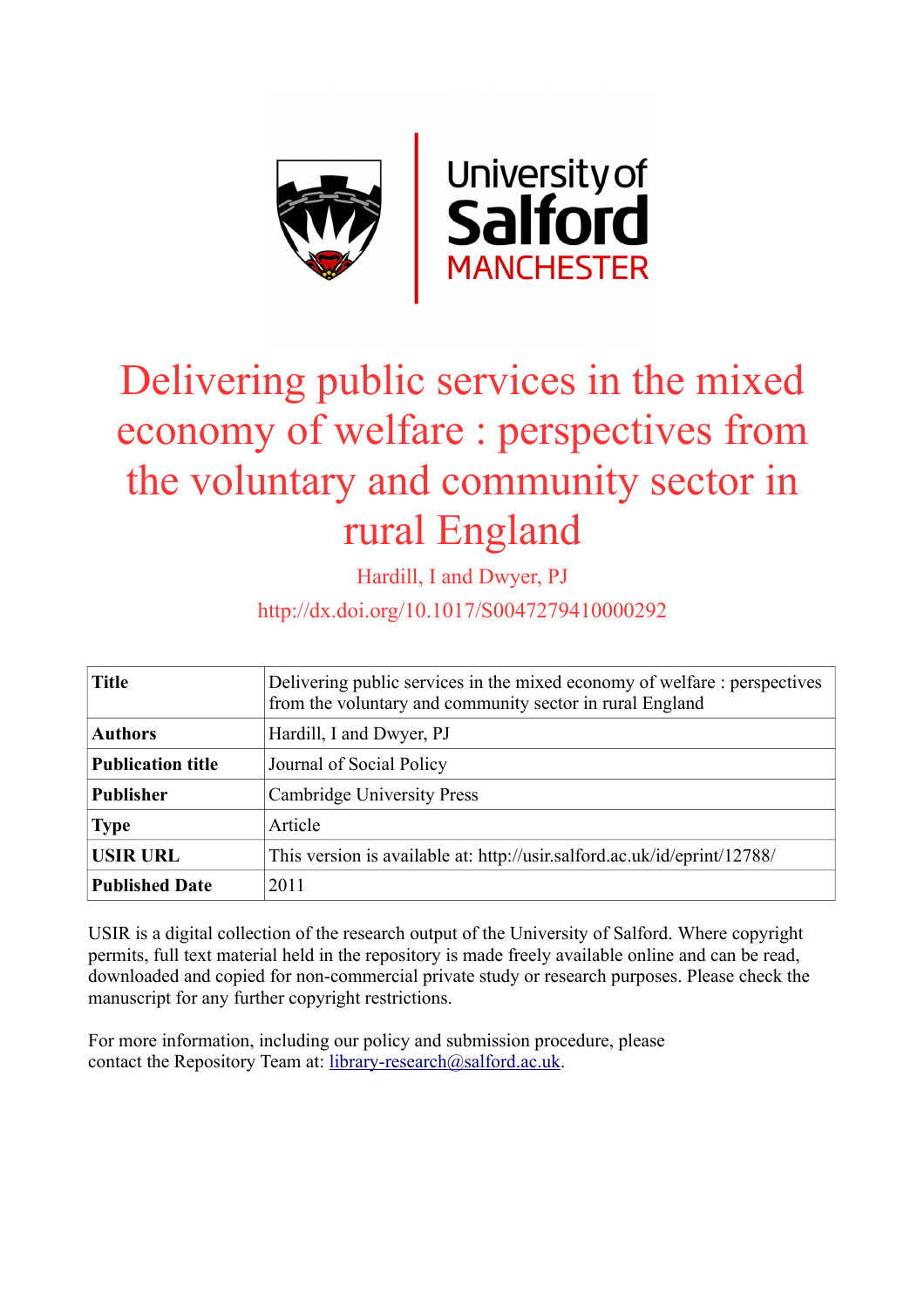# Delivering public services in the mixed economy of welfare : perspectives from the voluntary and community sector in rural England

Hardill, I and Dwyer, PJ

http://dx.doi.org/10.1017/S0047279410000292

| **Title** | Delivering public services in the mixed economy of welfare : perspectives from the voluntary and community sector in rural England |
|---|---|
| **Authors** | Hardill, I and Dwyer, PJ |
| **Publication title** | Journal of Social Policy |
| **Publisher** | Cambridge University Press |
| **Type** | Article |
| **USIR URL** | This version is available at: http://usir.salford.ac.uk/id/eprint/12788/ |
| **Published Date** | 2011 |

USIR is a digital collection of the research output of the University of Salford. Where copyright permits, full text material held in the repository is made freely available online and can be read, downloaded and copied for non-commercial private study or research purposes. Please check the manuscript for any further copyright restrictions.

For more information, including our policy and submission procedure, please contact the Repository Team at: library-research@salford.ac.uk.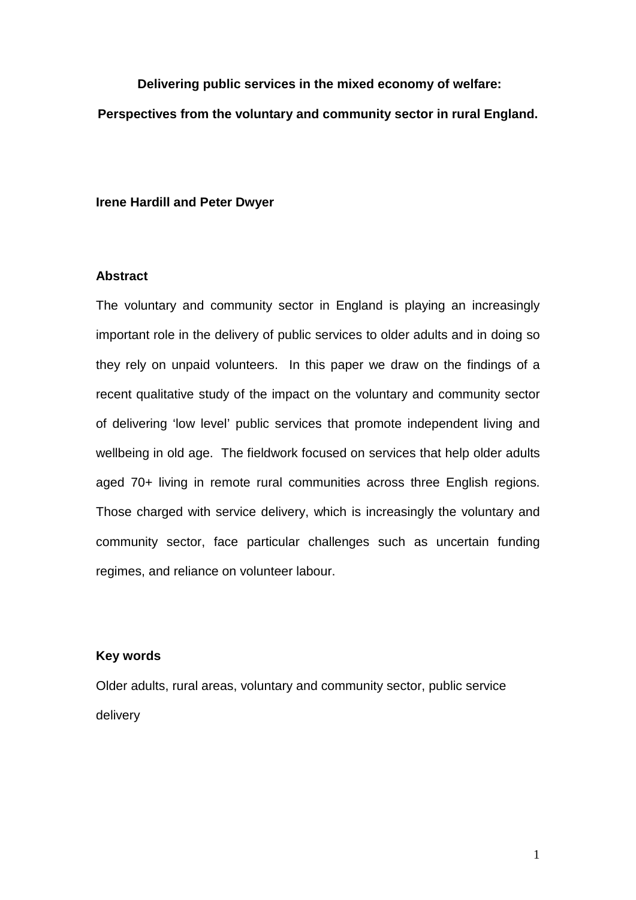**Delivering public services in the mixed economy of welfare:**

**Perspectives from the voluntary and community sector in rural England.**

**Irene Hardill and Peter Dwyer**

## Abstract

The voluntary and community sector in England is playing an increasingly important role in the delivery of public services to older adults and in doing so they rely on unpaid volunteers. In this paper we draw on the findings of a recent qualitative study of the impact on the voluntary and community sector of delivering 'low level' public services that promote independent living and wellbeing in old age. The fieldwork focused on services that help older adults aged 70+ living in remote rural communities across three English regions. Those charged with service delivery, which is increasingly the voluntary and community sector, face particular challenges such as uncertain funding regimes, and reliance on volunteer labour.

## Key words

Older adults, rural areas, voluntary and community sector, public service delivery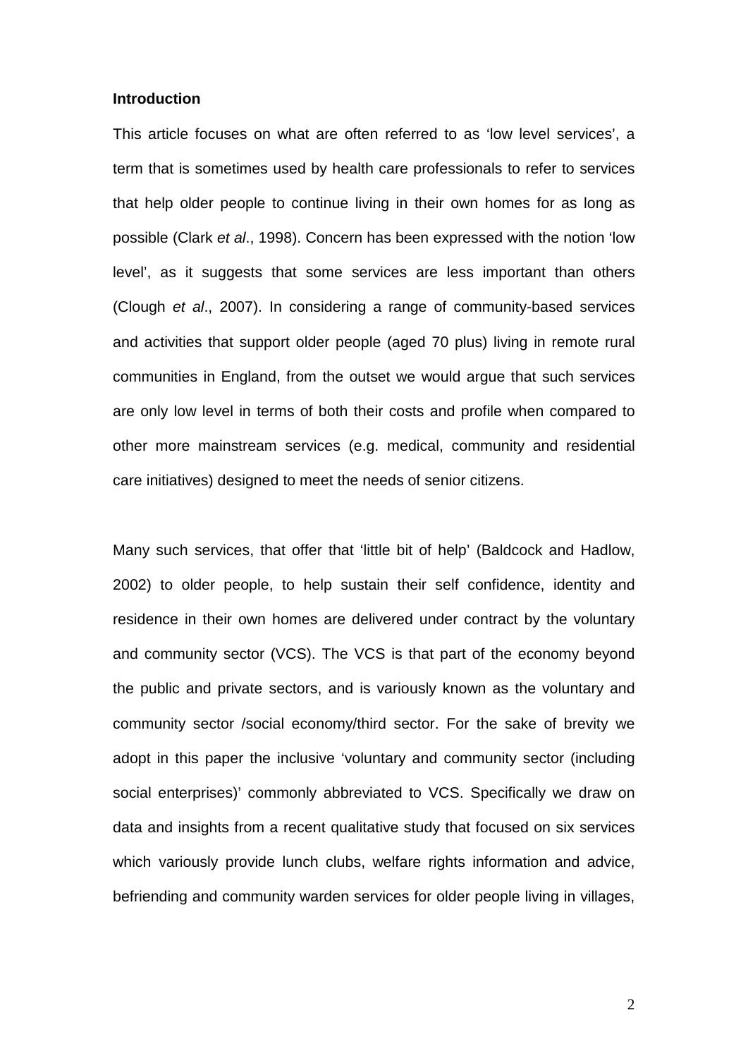**Introduction**

This article focuses on what are often referred to as 'low level services', a term that is sometimes used by health care professionals to refer to services that help older people to continue living in their own homes for as long as possible (Clark *et al*., 1998). Concern has been expressed with the notion 'low level', as it suggests that some services are less important than others (Clough *et al*., 2007). In considering a range of community-based services and activities that support older people (aged 70 plus) living in remote rural communities in England, from the outset we would argue that such services are only low level in terms of both their costs and profile when compared to other more mainstream services (e.g. medical, community and residential care initiatives) designed to meet the needs of senior citizens.

Many such services, that offer that 'little bit of help' (Baldcock and Hadlow, 2002) to older people, to help sustain their self confidence, identity and residence in their own homes are delivered under contract by the voluntary and community sector (VCS). The VCS is that part of the economy beyond the public and private sectors, and is variously known as the voluntary and community sector /social economy/third sector. For the sake of brevity we adopt in this paper the inclusive 'voluntary and community sector (including social enterprises)' commonly abbreviated to VCS. Specifically we draw on data and insights from a recent qualitative study that focused on six services which variously provide lunch clubs, welfare rights information and advice, befriending and community warden services for older people living in villages,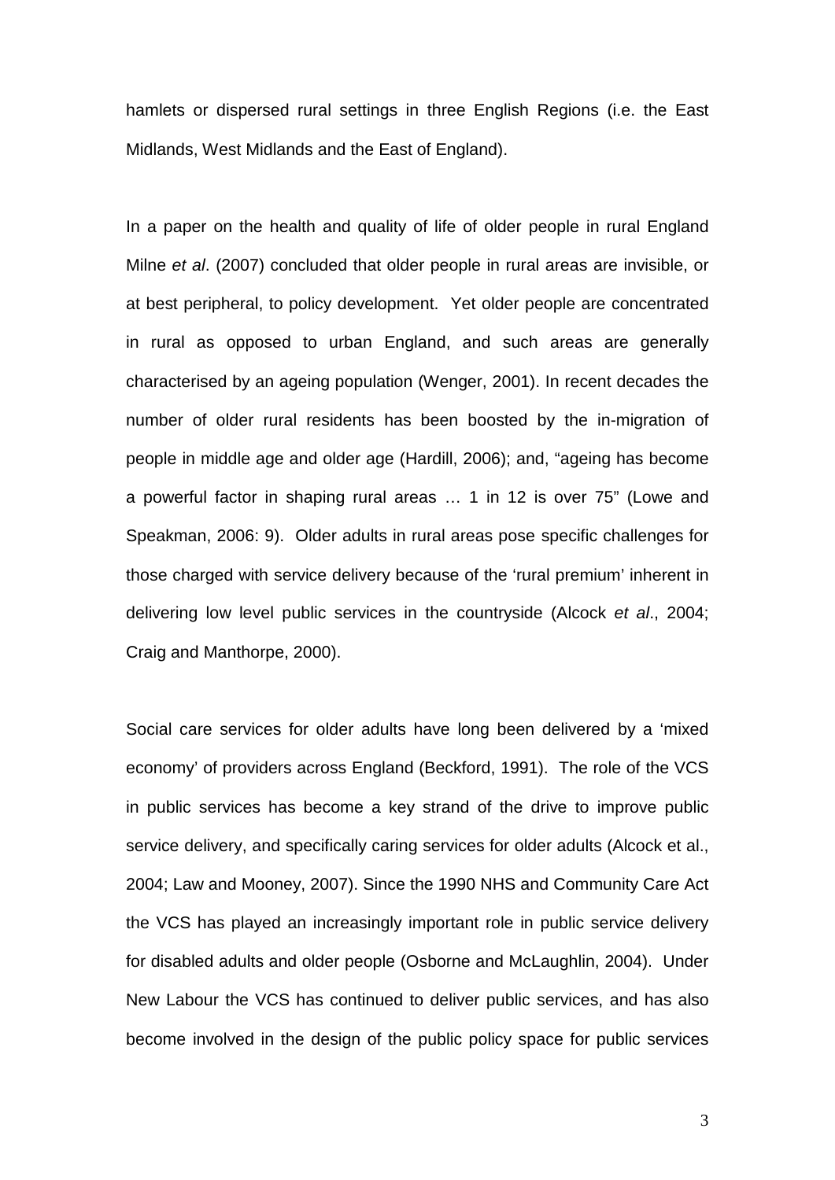hamlets or dispersed rural settings in three English Regions (i.e. the East Midlands, West Midlands and the East of England).

In a paper on the health and quality of life of older people in rural England Milne *et al*. (2007) concluded that older people in rural areas are invisible, or at best peripheral, to policy development. Yet older people are concentrated in rural as opposed to urban England, and such areas are generally characterised by an ageing population (Wenger, 2001). In recent decades the number of older rural residents has been boosted by the in-migration of people in middle age and older age (Hardill, 2006); and, "ageing has become a powerful factor in shaping rural areas … 1 in 12 is over 75" (Lowe and Speakman, 2006: 9). Older adults in rural areas pose specific challenges for those charged with service delivery because of the 'rural premium' inherent in delivering low level public services in the countryside (Alcock *et al*., 2004; Craig and Manthorpe, 2000).

Social care services for older adults have long been delivered by a 'mixed economy' of providers across England (Beckford, 1991). The role of the VCS in public services has become a key strand of the drive to improve public service delivery, and specifically caring services for older adults (Alcock et al., 2004; Law and Mooney, 2007). Since the 1990 NHS and Community Care Act the VCS has played an increasingly important role in public service delivery for disabled adults and older people (Osborne and McLaughlin, 2004). Under New Labour the VCS has continued to deliver public services, and has also become involved in the design of the public policy space for public services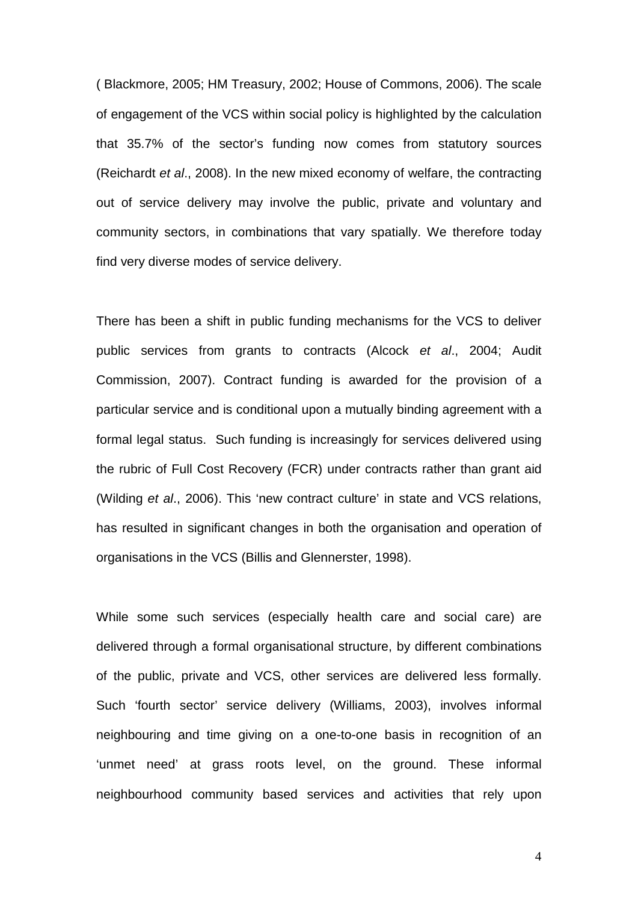( Blackmore, 2005; HM Treasury, 2002; House of Commons, 2006). The scale of engagement of the VCS within social policy is highlighted by the calculation that 35.7% of the sector's funding now comes from statutory sources (Reichardt *et al*., 2008). In the new mixed economy of welfare, the contracting out of service delivery may involve the public, private and voluntary and community sectors, in combinations that vary spatially. We therefore today find very diverse modes of service delivery.

There has been a shift in public funding mechanisms for the VCS to deliver public services from grants to contracts (Alcock *et al*., 2004; Audit Commission, 2007). Contract funding is awarded for the provision of a particular service and is conditional upon a mutually binding agreement with a formal legal status. Such funding is increasingly for services delivered using the rubric of Full Cost Recovery (FCR) under contracts rather than grant aid (Wilding *et al*., 2006). This 'new contract culture' in state and VCS relations, has resulted in significant changes in both the organisation and operation of organisations in the VCS (Billis and Glennerster, 1998).

While some such services (especially health care and social care) are delivered through a formal organisational structure, by different combinations of the public, private and VCS, other services are delivered less formally. Such 'fourth sector' service delivery (Williams, 2003), involves informal neighbouring and time giving on a one-to-one basis in recognition of an 'unmet need' at grass roots level, on the ground. These informal neighbourhood community based services and activities that rely upon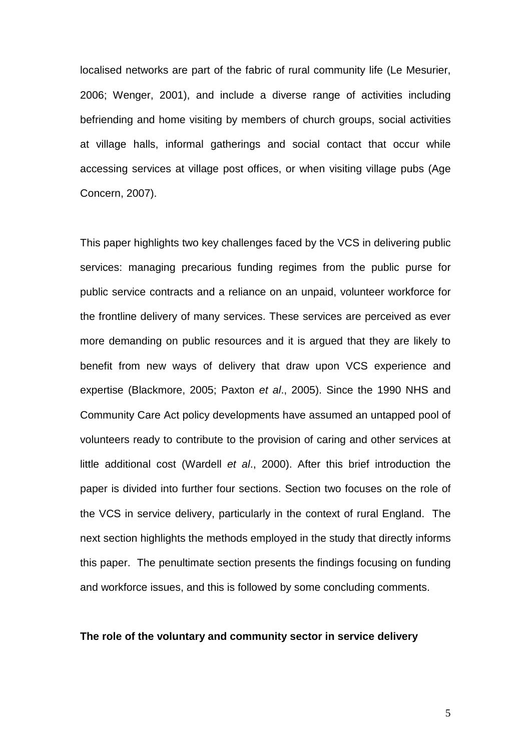localised networks are part of the fabric of rural community life (Le Mesurier, 2006; Wenger, 2001), and include a diverse range of activities including befriending and home visiting by members of church groups, social activities at village halls, informal gatherings and social contact that occur while accessing services at village post offices, or when visiting village pubs (Age Concern, 2007).

This paper highlights two key challenges faced by the VCS in delivering public services: managing precarious funding regimes from the public purse for public service contracts and a reliance on an unpaid, volunteer workforce for the frontline delivery of many services. These services are perceived as ever more demanding on public resources and it is argued that they are likely to benefit from new ways of delivery that draw upon VCS experience and expertise (Blackmore, 2005; Paxton *et al*., 2005). Since the 1990 NHS and Community Care Act policy developments have assumed an untapped pool of volunteers ready to contribute to the provision of caring and other services at little additional cost (Wardell *et al*., 2000). After this brief introduction the paper is divided into further four sections. Section two focuses on the role of the VCS in service delivery, particularly in the context of rural England. The next section highlights the methods employed in the study that directly informs this paper. The penultimate section presents the findings focusing on funding and workforce issues, and this is followed by some concluding comments.

## The role of the voluntary and community sector in service delivery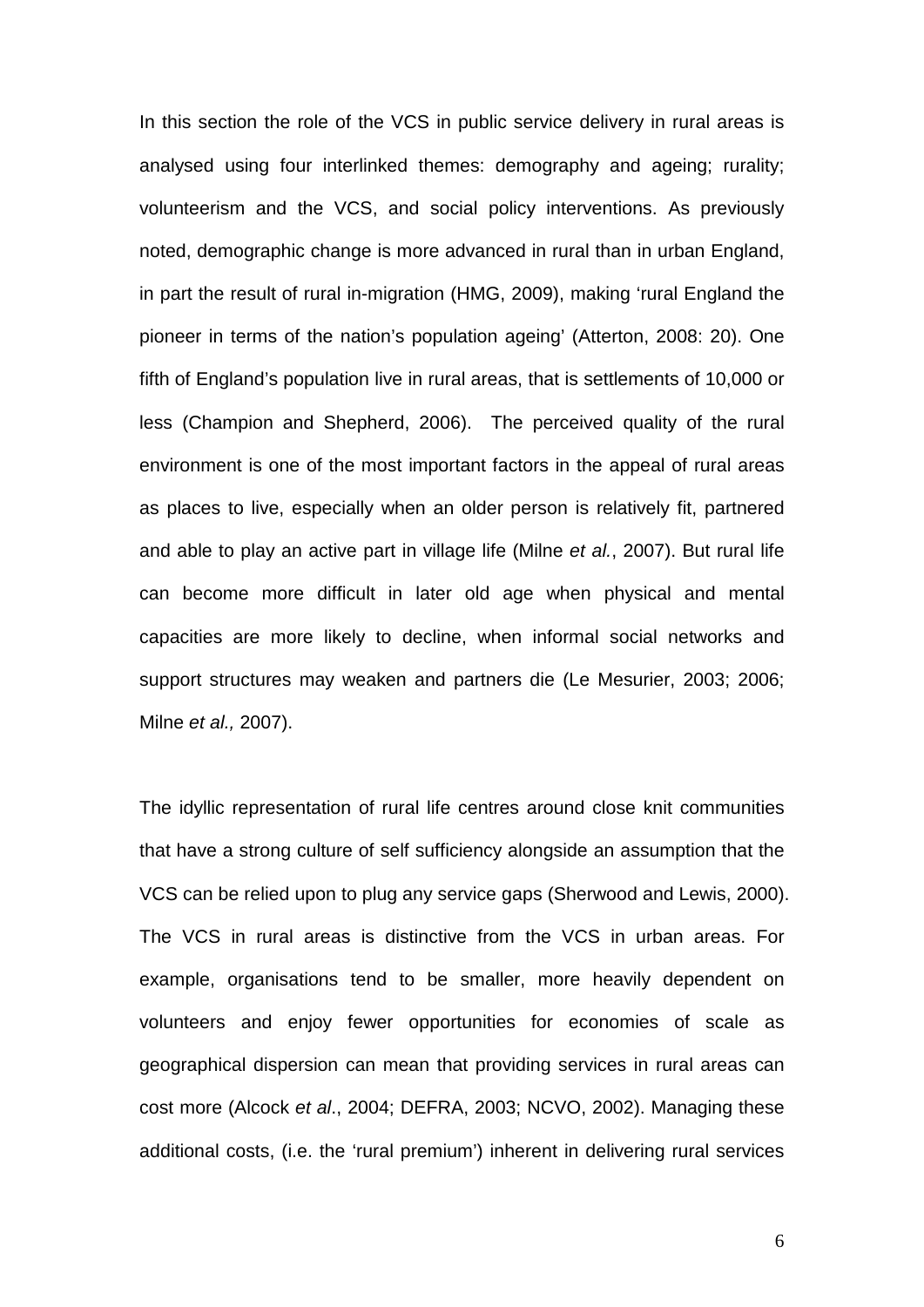In this section the role of the VCS in public service delivery in rural areas is analysed using four interlinked themes: demography and ageing; rurality; volunteerism and the VCS, and social policy interventions. As previously noted, demographic change is more advanced in rural than in urban England, in part the result of rural in-migration (HMG, 2009), making 'rural England the pioneer in terms of the nation's population ageing' (Atterton, 2008: 20). One fifth of England's population live in rural areas, that is settlements of 10,000 or less (Champion and Shepherd, 2006). The perceived quality of the rural environment is one of the most important factors in the appeal of rural areas as places to live, especially when an older person is relatively fit, partnered and able to play an active part in village life (Milne *et al.*, 2007). But rural life can become more difficult in later old age when physical and mental capacities are more likely to decline, when informal social networks and support structures may weaken and partners die (Le Mesurier, 2003; 2006; Milne *et al.,* 2007).

The idyllic representation of rural life centres around close knit communities that have a strong culture of self sufficiency alongside an assumption that the VCS can be relied upon to plug any service gaps (Sherwood and Lewis, 2000). The VCS in rural areas is distinctive from the VCS in urban areas. For example, organisations tend to be smaller, more heavily dependent on volunteers and enjoy fewer opportunities for economies of scale as geographical dispersion can mean that providing services in rural areas can cost more (Alcock *et al*., 2004; DEFRA, 2003; NCVO, 2002). Managing these additional costs, (i.e. the 'rural premium') inherent in delivering rural services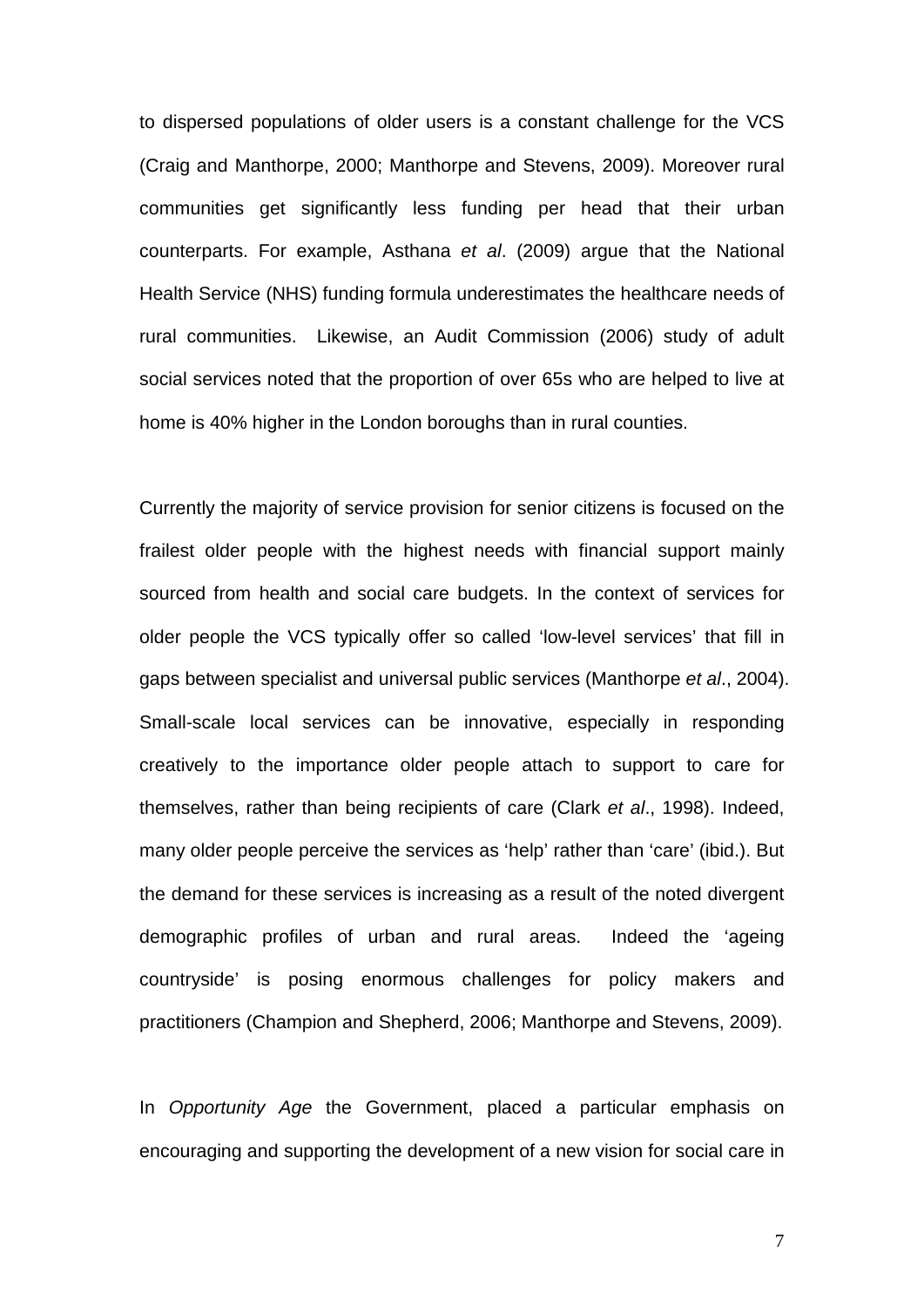to dispersed populations of older users is a constant challenge for the VCS (Craig and Manthorpe, 2000; Manthorpe and Stevens, 2009). Moreover rural communities get significantly less funding per head that their urban counterparts. For example, Asthana *et al*. (2009) argue that the National Health Service (NHS) funding formula underestimates the healthcare needs of rural communities. Likewise, an Audit Commission (2006) study of adult social services noted that the proportion of over 65s who are helped to live at home is 40% higher in the London boroughs than in rural counties.

Currently the majority of service provision for senior citizens is focused on the frailest older people with the highest needs with financial support mainly sourced from health and social care budgets. In the context of services for older people the VCS typically offer so called 'low-level services' that fill in gaps between specialist and universal public services (Manthorpe *et al*., 2004). Small-scale local services can be innovative, especially in responding creatively to the importance older people attach to support to care for themselves, rather than being recipients of care (Clark *et al*., 1998). Indeed, many older people perceive the services as 'help' rather than 'care' (ibid.). But the demand for these services is increasing as a result of the noted divergent demographic profiles of urban and rural areas. Indeed the 'ageing countryside' is posing enormous challenges for policy makers and practitioners (Champion and Shepherd, 2006; Manthorpe and Stevens, 2009).

In *Opportunity Age* the Government, placed a particular emphasis on encouraging and supporting the development of a new vision for social care in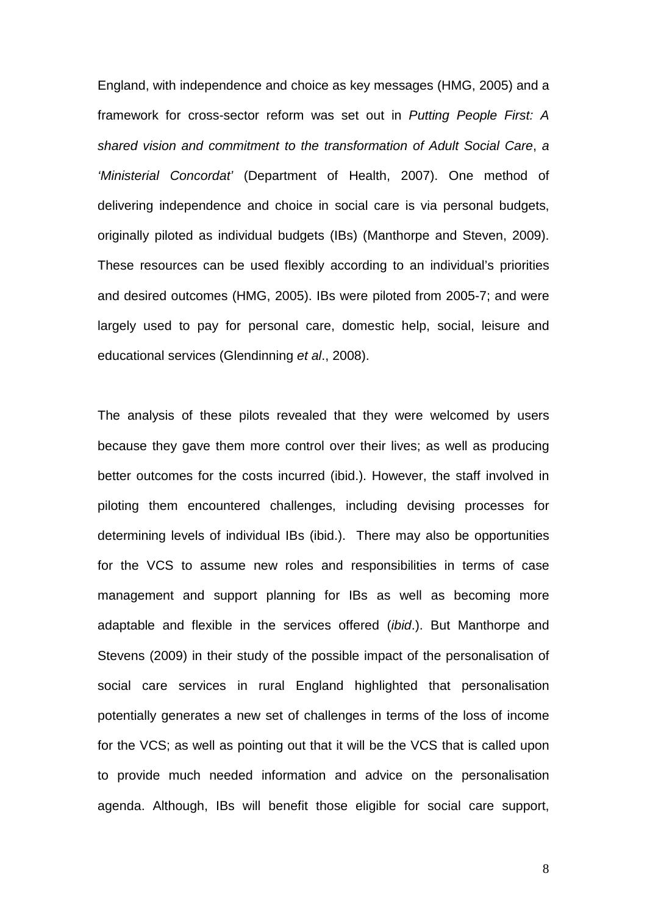England, with independence and choice as key messages (HMG, 2005) and a framework for cross-sector reform was set out in *Putting People First: A shared vision and commitment to the transformation of Adult Social Care*, *a 'Ministerial Concordat'* (Department of Health, 2007). One method of delivering independence and choice in social care is via personal budgets, originally piloted as individual budgets (IBs) (Manthorpe and Steven, 2009). These resources can be used flexibly according to an individual's priorities and desired outcomes (HMG, 2005). IBs were piloted from 2005-7; and were largely used to pay for personal care, domestic help, social, leisure and educational services (Glendinning *et al*., 2008).

The analysis of these pilots revealed that they were welcomed by users because they gave them more control over their lives; as well as producing better outcomes for the costs incurred (ibid.). However, the staff involved in piloting them encountered challenges, including devising processes for determining levels of individual IBs (ibid.). There may also be opportunities for the VCS to assume new roles and responsibilities in terms of case management and support planning for IBs as well as becoming more adaptable and flexible in the services offered (*ibid*.). But Manthorpe and Stevens (2009) in their study of the possible impact of the personalisation of social care services in rural England highlighted that personalisation potentially generates a new set of challenges in terms of the loss of income for the VCS; as well as pointing out that it will be the VCS that is called upon to provide much needed information and advice on the personalisation agenda. Although, IBs will benefit those eligible for social care support,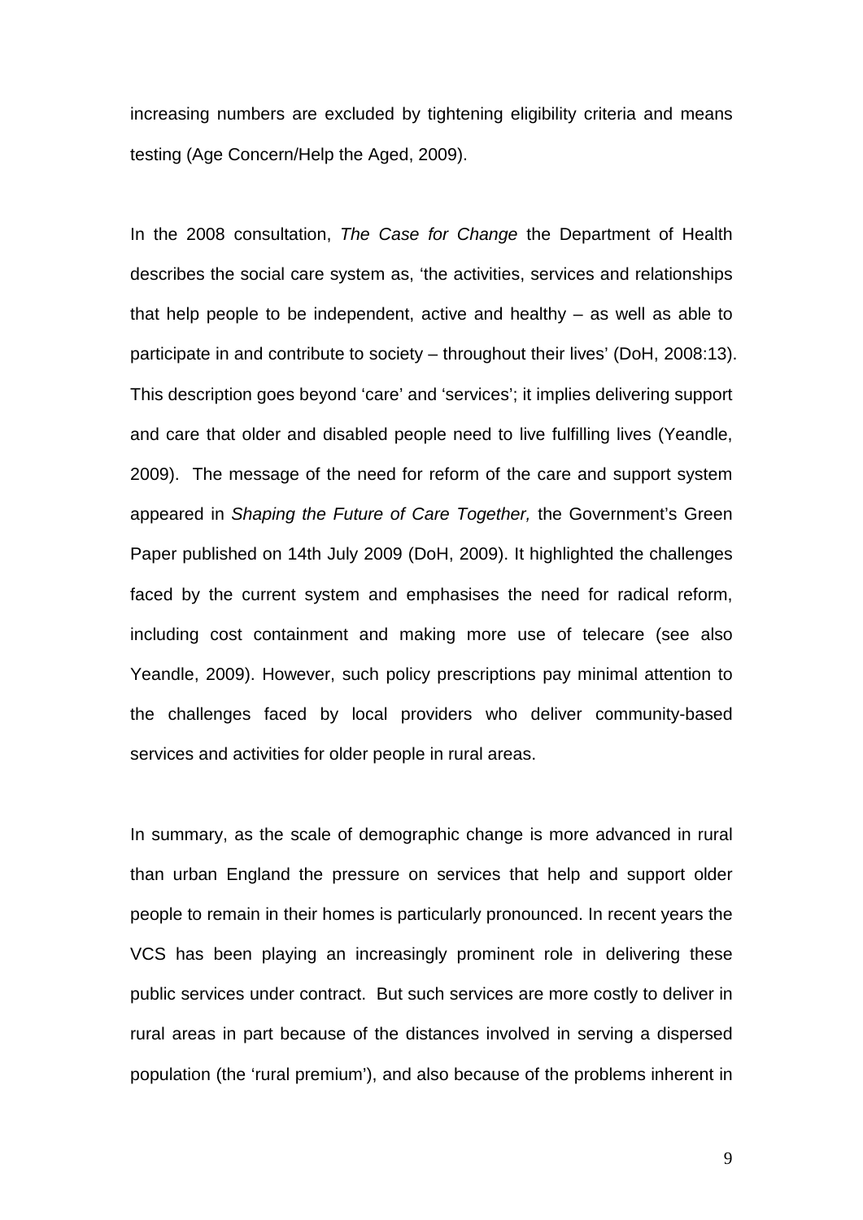increasing numbers are excluded by tightening eligibility criteria and means testing (Age Concern/Help the Aged, 2009).

In the 2008 consultation, *The Case for Change* the Department of Health describes the social care system as, 'the activities, services and relationships that help people to be independent, active and healthy – as well as able to participate in and contribute to society – throughout their lives' (DoH, 2008:13). This description goes beyond 'care' and 'services'; it implies delivering support and care that older and disabled people need to live fulfilling lives (Yeandle, 2009). The message of the need for reform of the care and support system appeared in *Shaping the Future of Care Together,* the Government's Green Paper published on 14th July 2009 (DoH, 2009). It highlighted the challenges faced by the current system and emphasises the need for radical reform, including cost containment and making more use of telecare (see also Yeandle, 2009). However, such policy prescriptions pay minimal attention to the challenges faced by local providers who deliver community-based services and activities for older people in rural areas.

In summary, as the scale of demographic change is more advanced in rural than urban England the pressure on services that help and support older people to remain in their homes is particularly pronounced. In recent years the VCS has been playing an increasingly prominent role in delivering these public services under contract. But such services are more costly to deliver in rural areas in part because of the distances involved in serving a dispersed population (the 'rural premium'), and also because of the problems inherent in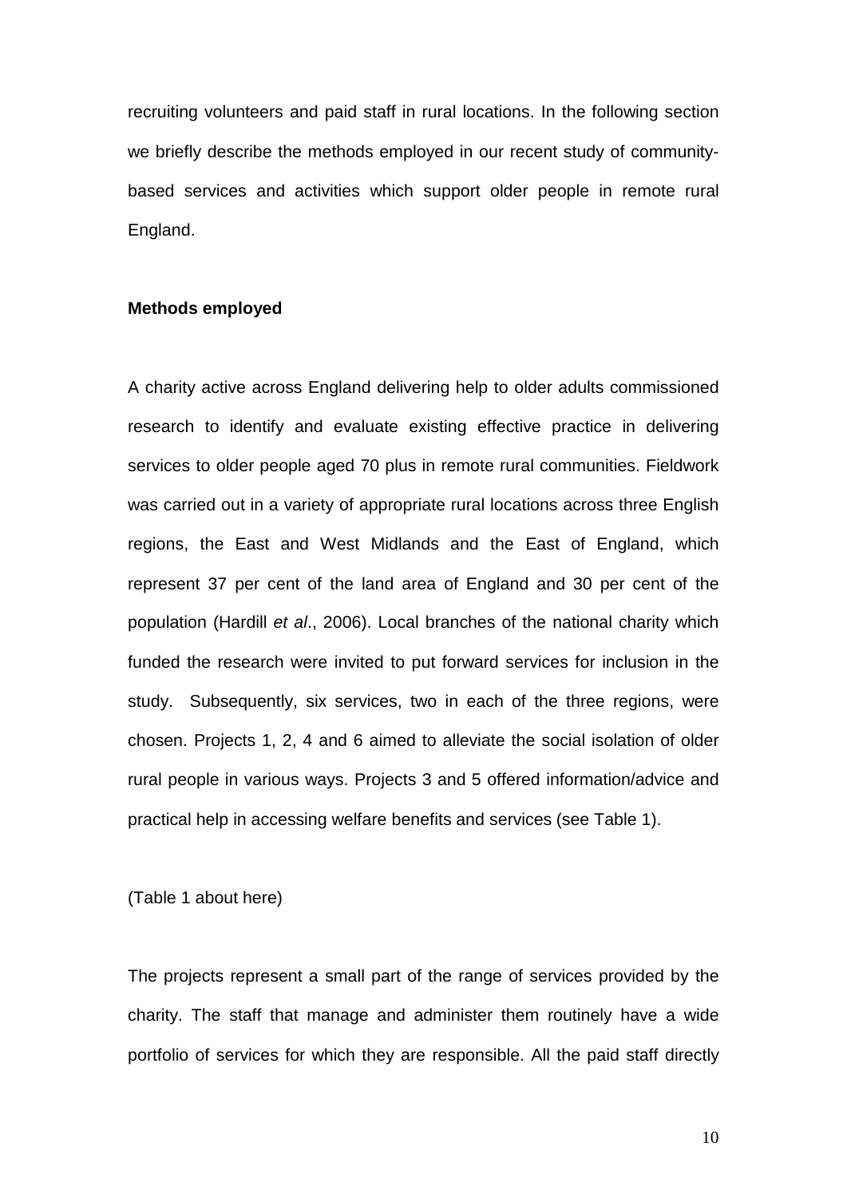recruiting volunteers and paid staff in rural locations. In the following section we briefly describe the methods employed in our recent study of community-based services and activities which support older people in remote rural England.

**Methods employed**

A charity active across England delivering help to older adults commissioned research to identify and evaluate existing effective practice in delivering services to older people aged 70 plus in remote rural communities. Fieldwork was carried out in a variety of appropriate rural locations across three English regions, the East and West Midlands and the East of England, which represent 37 per cent of the land area of England and 30 per cent of the population (Hardill *et al*., 2006). Local branches of the national charity which funded the research were invited to put forward services for inclusion in the study. Subsequently, six services, two in each of the three regions, were chosen. Projects 1, 2, 4 and 6 aimed to alleviate the social isolation of older rural people in various ways. Projects 3 and 5 offered information/advice and practical help in accessing welfare benefits and services (see Table 1).

(Table 1 about here)

The projects represent a small part of the range of services provided by the charity. The staff that manage and administer them routinely have a wide portfolio of services for which they are responsible. All the paid staff directly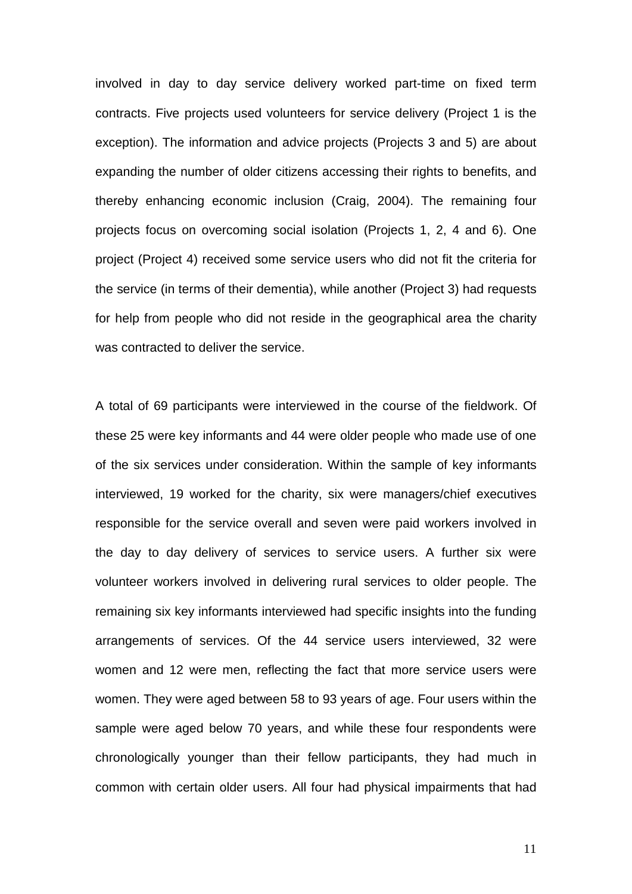involved in day to day service delivery worked part-time on fixed term contracts. Five projects used volunteers for service delivery (Project 1 is the exception). The information and advice projects (Projects 3 and 5) are about expanding the number of older citizens accessing their rights to benefits, and thereby enhancing economic inclusion (Craig, 2004). The remaining four projects focus on overcoming social isolation (Projects 1, 2, 4 and 6). One project (Project 4) received some service users who did not fit the criteria for the service (in terms of their dementia), while another (Project 3) had requests for help from people who did not reside in the geographical area the charity was contracted to deliver the service.

A total of 69 participants were interviewed in the course of the fieldwork. Of these 25 were key informants and 44 were older people who made use of one of the six services under consideration. Within the sample of key informants interviewed, 19 worked for the charity, six were managers/chief executives responsible for the service overall and seven were paid workers involved in the day to day delivery of services to service users. A further six were volunteer workers involved in delivering rural services to older people. The remaining six key informants interviewed had specific insights into the funding arrangements of services. Of the 44 service users interviewed, 32 were women and 12 were men, reflecting the fact that more service users were women. They were aged between 58 to 93 years of age. Four users within the sample were aged below 70 years, and while these four respondents were chronologically younger than their fellow participants, they had much in common with certain older users. All four had physical impairments that had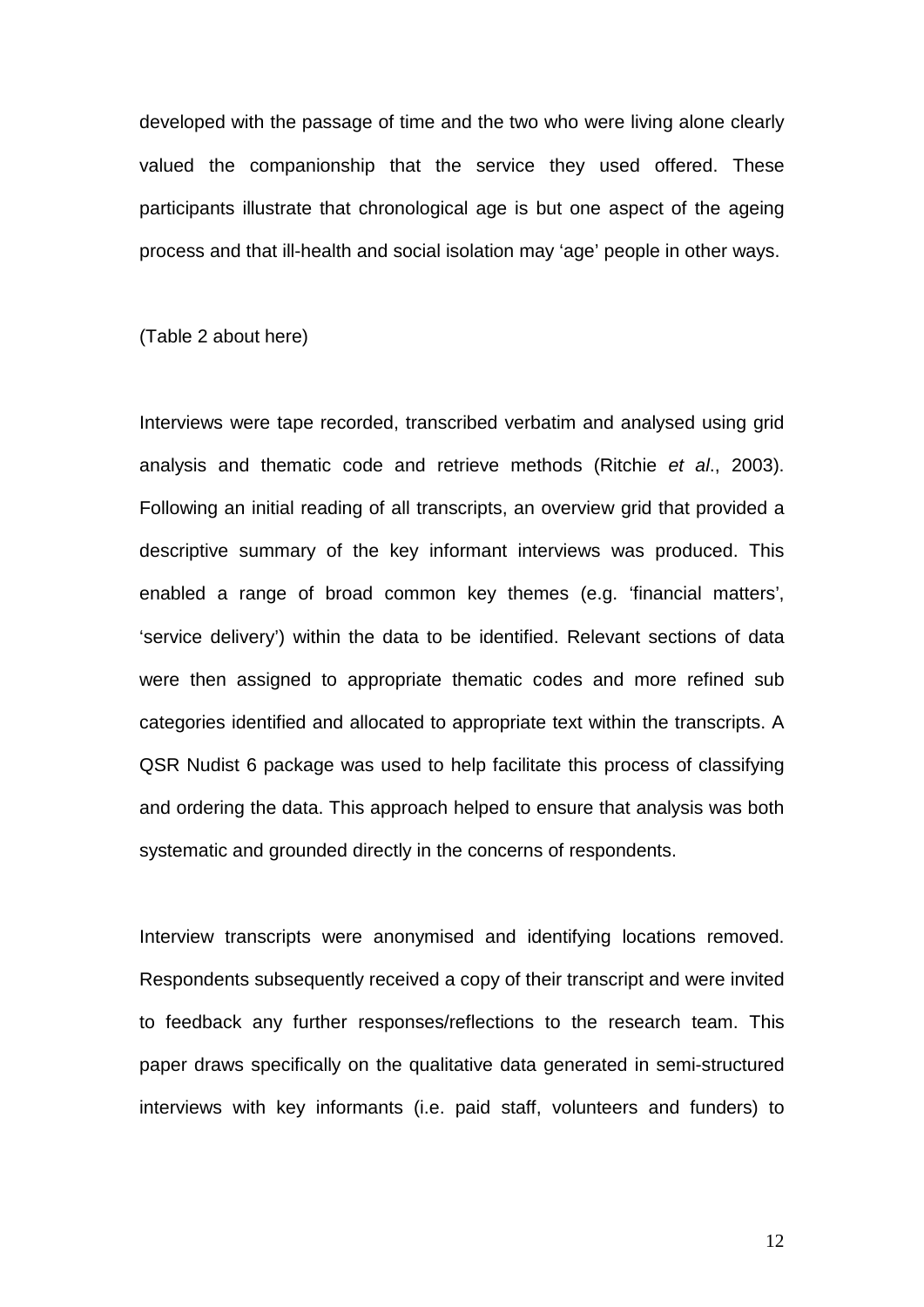developed with the passage of time and the two who were living alone clearly valued the companionship that the service they used offered. These participants illustrate that chronological age is but one aspect of the ageing process and that ill-health and social isolation may 'age' people in other ways.

(Table 2 about here)

Interviews were tape recorded, transcribed verbatim and analysed using grid analysis and thematic code and retrieve methods (Ritchie *et al*., 2003). Following an initial reading of all transcripts, an overview grid that provided a descriptive summary of the key informant interviews was produced. This enabled a range of broad common key themes (e.g. 'financial matters', 'service delivery') within the data to be identified. Relevant sections of data were then assigned to appropriate thematic codes and more refined sub categories identified and allocated to appropriate text within the transcripts. A QSR Nudist 6 package was used to help facilitate this process of classifying and ordering the data. This approach helped to ensure that analysis was both systematic and grounded directly in the concerns of respondents.

Interview transcripts were anonymised and identifying locations removed. Respondents subsequently received a copy of their transcript and were invited to feedback any further responses/reflections to the research team. This paper draws specifically on the qualitative data generated in semi-structured interviews with key informants (i.e. paid staff, volunteers and funders) to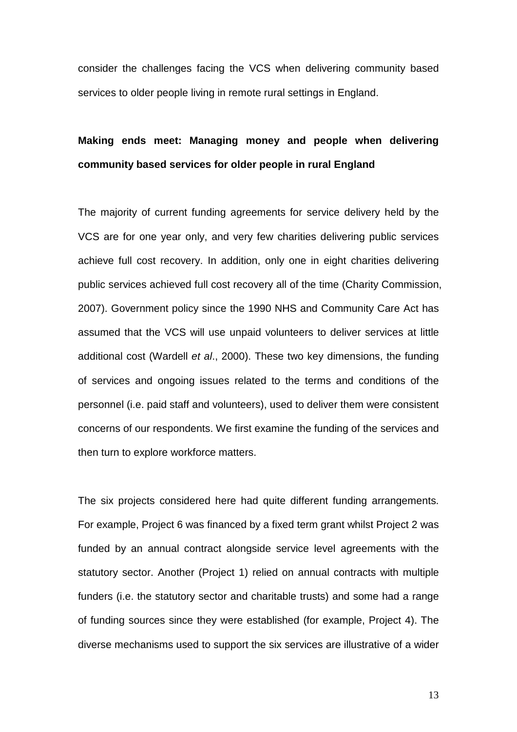consider the challenges facing the VCS when delivering community based services to older people living in remote rural settings in England.

**Making ends meet: Managing money and people when delivering community based services for older people in rural England**

The majority of current funding agreements for service delivery held by the VCS are for one year only, and very few charities delivering public services achieve full cost recovery. In addition, only one in eight charities delivering public services achieved full cost recovery all of the time (Charity Commission, 2007). Government policy since the 1990 NHS and Community Care Act has assumed that the VCS will use unpaid volunteers to deliver services at little additional cost (Wardell *et al*., 2000). These two key dimensions, the funding of services and ongoing issues related to the terms and conditions of the personnel (i.e. paid staff and volunteers), used to deliver them were consistent concerns of our respondents. We first examine the funding of the services and then turn to explore workforce matters.

The six projects considered here had quite different funding arrangements. For example, Project 6 was financed by a fixed term grant whilst Project 2 was funded by an annual contract alongside service level agreements with the statutory sector. Another (Project 1) relied on annual contracts with multiple funders (i.e. the statutory sector and charitable trusts) and some had a range of funding sources since they were established (for example, Project 4). The diverse mechanisms used to support the six services are illustrative of a wider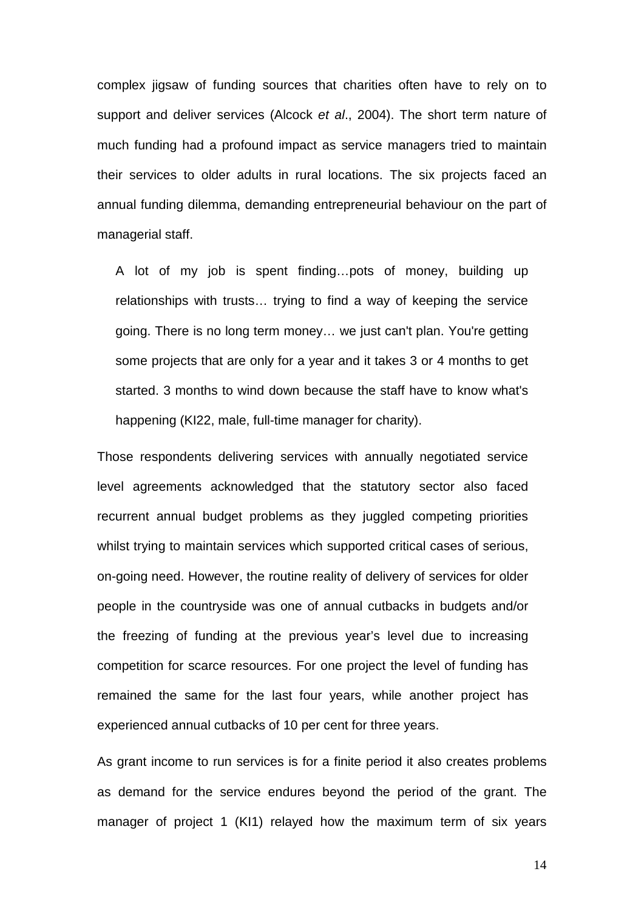complex jigsaw of funding sources that charities often have to rely on to support and deliver services (Alcock *et al*., 2004). The short term nature of much funding had a profound impact as service managers tried to maintain their services to older adults in rural locations. The six projects faced an annual funding dilemma, demanding entrepreneurial behaviour on the part of managerial staff.

> A lot of my job is spent finding…pots of money, building up relationships with trusts… trying to find a way of keeping the service going. There is no long term money… we just can't plan. You're getting some projects that are only for a year and it takes 3 or 4 months to get started. 3 months to wind down because the staff have to know what's happening (KI22, male, full-time manager for charity).

Those respondents delivering services with annually negotiated service level agreements acknowledged that the statutory sector also faced recurrent annual budget problems as they juggled competing priorities whilst trying to maintain services which supported critical cases of serious, on-going need. However, the routine reality of delivery of services for older people in the countryside was one of annual cutbacks in budgets and/or the freezing of funding at the previous year's level due to increasing competition for scarce resources. For one project the level of funding has remained the same for the last four years, while another project has experienced annual cutbacks of 10 per cent for three years.

As grant income to run services is for a finite period it also creates problems as demand for the service endures beyond the period of the grant. The manager of project 1 (KI1) relayed how the maximum term of six years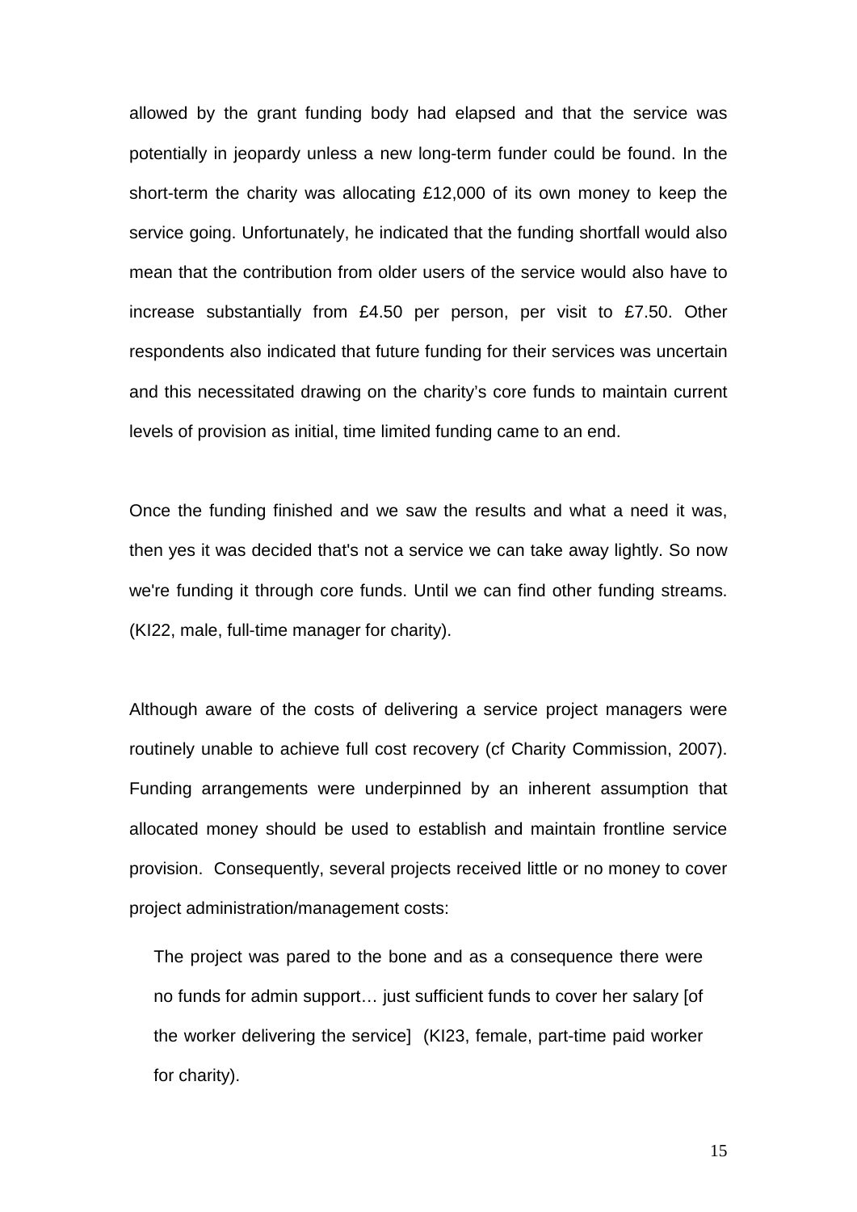allowed by the grant funding body had elapsed and that the service was potentially in jeopardy unless a new long-term funder could be found. In the short-term the charity was allocating £12,000 of its own money to keep the service going. Unfortunately, he indicated that the funding shortfall would also mean that the contribution from older users of the service would also have to increase substantially from £4.50 per person, per visit to £7.50. Other respondents also indicated that future funding for their services was uncertain and this necessitated drawing on the charity's core funds to maintain current levels of provision as initial, time limited funding came to an end.

Once the funding finished and we saw the results and what a need it was, then yes it was decided that's not a service we can take away lightly. So now we're funding it through core funds. Until we can find other funding streams. (KI22, male, full-time manager for charity).

Although aware of the costs of delivering a service project managers were routinely unable to achieve full cost recovery (cf Charity Commission, 2007). Funding arrangements were underpinned by an inherent assumption that allocated money should be used to establish and maintain frontline service provision. Consequently, several projects received little or no money to cover project administration/management costs:

> The project was pared to the bone and as a consequence there were no funds for admin support… just sufficient funds to cover her salary [of the worker delivering the service] (KI23, female, part-time paid worker for charity).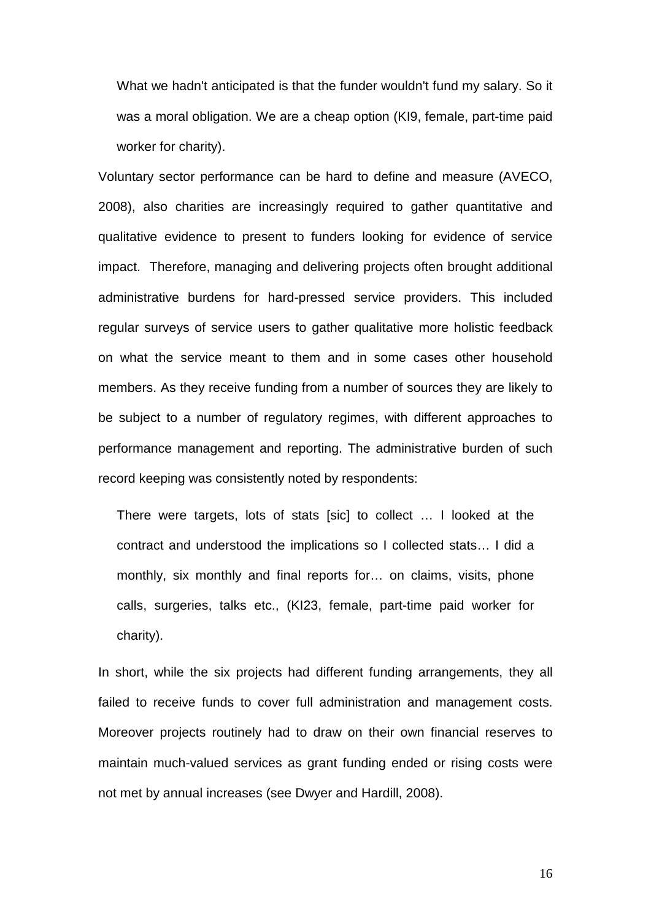> What we hadn't anticipated is that the funder wouldn't fund my salary. So it was a moral obligation. We are a cheap option (KI9, female, part-time paid worker for charity).

Voluntary sector performance can be hard to define and measure (AVECO, 2008), also charities are increasingly required to gather quantitative and qualitative evidence to present to funders looking for evidence of service impact. Therefore, managing and delivering projects often brought additional administrative burdens for hard-pressed service providers. This included regular surveys of service users to gather qualitative more holistic feedback on what the service meant to them and in some cases other household members. As they receive funding from a number of sources they are likely to be subject to a number of regulatory regimes, with different approaches to performance management and reporting. The administrative burden of such record keeping was consistently noted by respondents:

> There were targets, lots of stats [sic] to collect … I looked at the contract and understood the implications so I collected stats… I did a monthly, six monthly and final reports for… on claims, visits, phone calls, surgeries, talks etc., (KI23, female, part-time paid worker for charity).

In short, while the six projects had different funding arrangements, they all failed to receive funds to cover full administration and management costs. Moreover projects routinely had to draw on their own financial reserves to maintain much-valued services as grant funding ended or rising costs were not met by annual increases (see Dwyer and Hardill, 2008).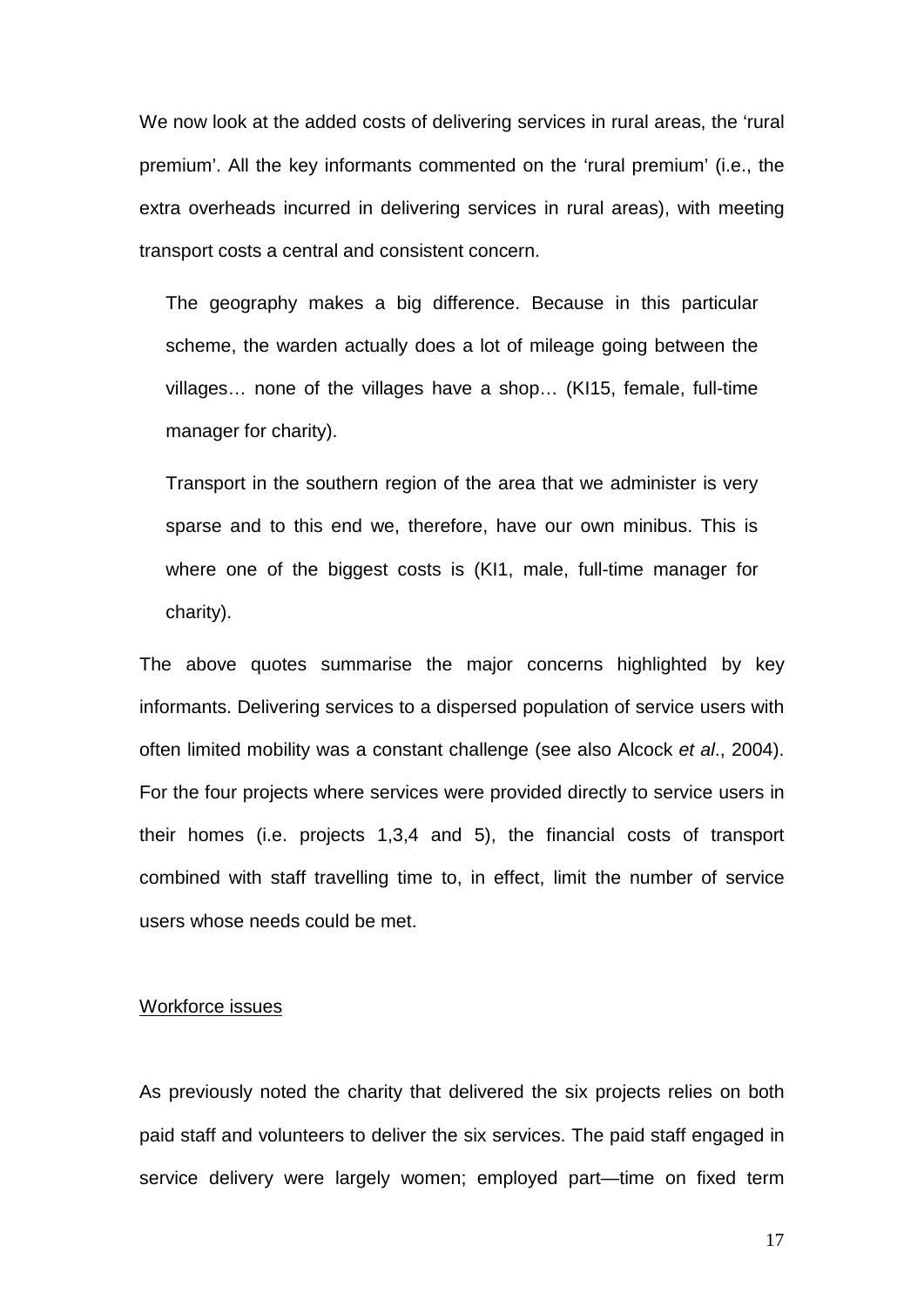We now look at the added costs of delivering services in rural areas, the 'rural premium'. All the key informants commented on the 'rural premium' (i.e., the extra overheads incurred in delivering services in rural areas), with meeting transport costs a central and consistent concern.

> The geography makes a big difference. Because in this particular scheme, the warden actually does a lot of mileage going between the villages… none of the villages have a shop… (KI15, female, full-time manager for charity).

> Transport in the southern region of the area that we administer is very sparse and to this end we, therefore, have our own minibus. This is where one of the biggest costs is (KI1, male, full-time manager for charity).

The above quotes summarise the major concerns highlighted by key informants. Delivering services to a dispersed population of service users with often limited mobility was a constant challenge (see also Alcock *et al*., 2004). For the four projects where services were provided directly to service users in their homes (i.e. projects 1,3,4 and 5), the financial costs of transport combined with staff travelling time to, in effect, limit the number of service users whose needs could be met.

Workforce issues

As previously noted the charity that delivered the six projects relies on both paid staff and volunteers to deliver the six services. The paid staff engaged in service delivery were largely women; employed part—time on fixed term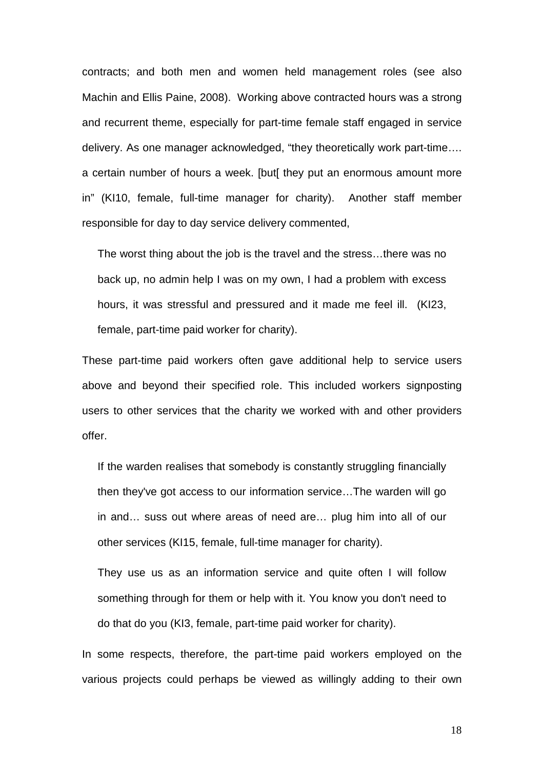contracts; and both men and women held management roles (see also Machin and Ellis Paine, 2008). Working above contracted hours was a strong and recurrent theme, especially for part-time female staff engaged in service delivery. As one manager acknowledged, "they theoretically work part-time…. a certain number of hours a week. [but[ they put an enormous amount more in" (KI10, female, full-time manager for charity). Another staff member responsible for day to day service delivery commented,

> The worst thing about the job is the travel and the stress…there was no back up, no admin help I was on my own, I had a problem with excess hours, it was stressful and pressured and it made me feel ill. (KI23, female, part-time paid worker for charity).

These part-time paid workers often gave additional help to service users above and beyond their specified role. This included workers signposting users to other services that the charity we worked with and other providers offer.

> If the warden realises that somebody is constantly struggling financially then they've got access to our information service…The warden will go in and… suss out where areas of need are… plug him into all of our other services (KI15, female, full-time manager for charity).

> They use us as an information service and quite often I will follow something through for them or help with it. You know you don't need to do that do you (KI3, female, part-time paid worker for charity).

In some respects, therefore, the part-time paid workers employed on the various projects could perhaps be viewed as willingly adding to their own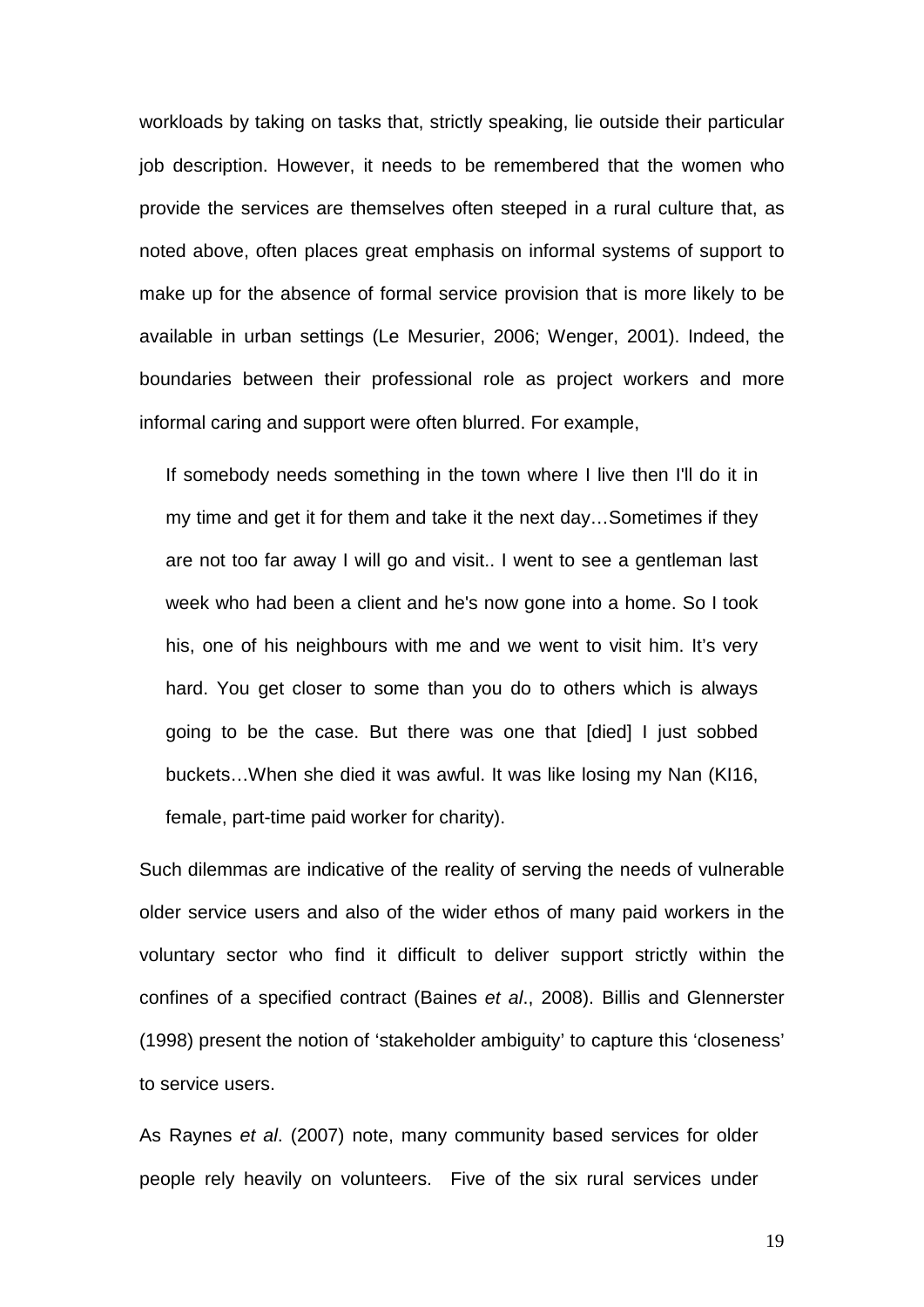workloads by taking on tasks that, strictly speaking, lie outside their particular job description. However, it needs to be remembered that the women who provide the services are themselves often steeped in a rural culture that, as noted above, often places great emphasis on informal systems of support to make up for the absence of formal service provision that is more likely to be available in urban settings (Le Mesurier, 2006; Wenger, 2001). Indeed, the boundaries between their professional role as project workers and more informal caring and support were often blurred. For example,

> If somebody needs something in the town where I live then I'll do it in my time and get it for them and take it the next day…Sometimes if they are not too far away I will go and visit.. I went to see a gentleman last week who had been a client and he's now gone into a home. So I took his, one of his neighbours with me and we went to visit him. It's very hard. You get closer to some than you do to others which is always going to be the case. But there was one that [died] I just sobbed buckets…When she died it was awful. It was like losing my Nan (KI16, female, part-time paid worker for charity).

Such dilemmas are indicative of the reality of serving the needs of vulnerable older service users and also of the wider ethos of many paid workers in the voluntary sector who find it difficult to deliver support strictly within the confines of a specified contract (Baines *et al*., 2008). Billis and Glennerster (1998) present the notion of 'stakeholder ambiguity' to capture this 'closeness' to service users.

As Raynes *et al*. (2007) note, many community based services for older people rely heavily on volunteers. Five of the six rural services under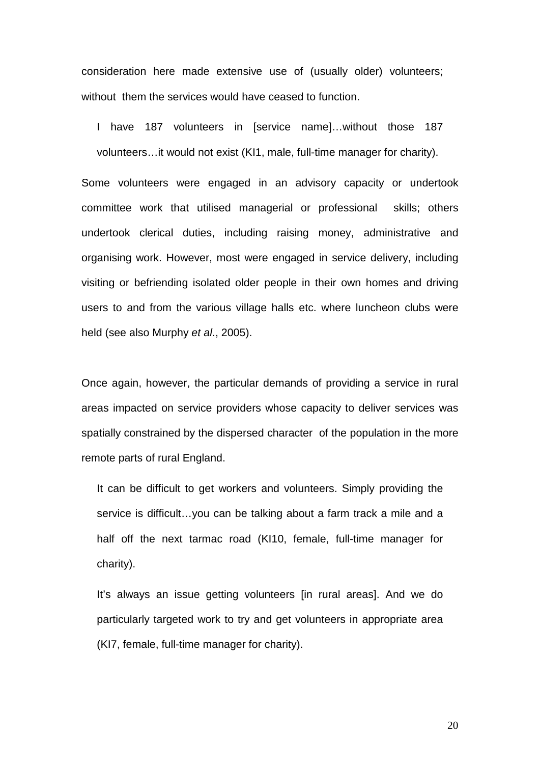consideration here made extensive use of (usually older) volunteers; without them the services would have ceased to function.

> I have 187 volunteers in [service name]…without those 187 volunteers…it would not exist (KI1, male, full-time manager for charity).

Some volunteers were engaged in an advisory capacity or undertook committee work that utilised managerial or professional skills; others undertook clerical duties, including raising money, administrative and organising work. However, most were engaged in service delivery, including visiting or befriending isolated older people in their own homes and driving users to and from the various village halls etc. where luncheon clubs were held (see also Murphy *et al*., 2005).

Once again, however, the particular demands of providing a service in rural areas impacted on service providers whose capacity to deliver services was spatially constrained by the dispersed character of the population in the more remote parts of rural England.

> It can be difficult to get workers and volunteers. Simply providing the service is difficult…you can be talking about a farm track a mile and a half off the next tarmac road (KI10, female, full-time manager for charity).

> It's always an issue getting volunteers [in rural areas]. And we do particularly targeted work to try and get volunteers in appropriate area (KI7, female, full-time manager for charity).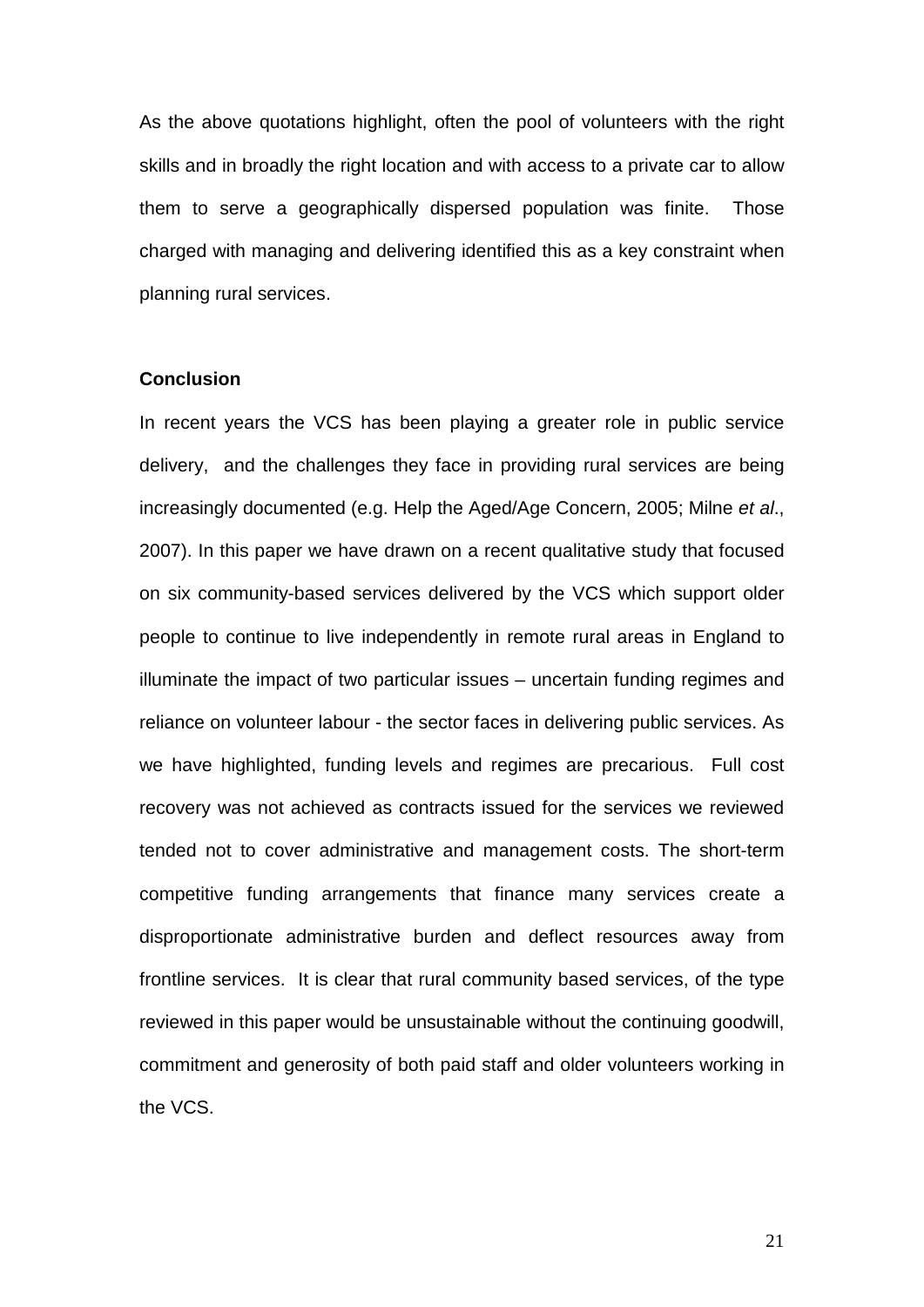As the above quotations highlight, often the pool of volunteers with the right skills and in broadly the right location and with access to a private car to allow them to serve a geographically dispersed population was finite. Those charged with managing and delivering identified this as a key constraint when planning rural services.

**Conclusion**

In recent years the VCS has been playing a greater role in public service delivery, and the challenges they face in providing rural services are being increasingly documented (e.g. Help the Aged/Age Concern, 2005; Milne *et al*., 2007). In this paper we have drawn on a recent qualitative study that focused on six community-based services delivered by the VCS which support older people to continue to live independently in remote rural areas in England to illuminate the impact of two particular issues – uncertain funding regimes and reliance on volunteer labour - the sector faces in delivering public services. As we have highlighted, funding levels and regimes are precarious. Full cost recovery was not achieved as contracts issued for the services we reviewed tended not to cover administrative and management costs. The short-term competitive funding arrangements that finance many services create a disproportionate administrative burden and deflect resources away from frontline services. It is clear that rural community based services, of the type reviewed in this paper would be unsustainable without the continuing goodwill, commitment and generosity of both paid staff and older volunteers working in the VCS.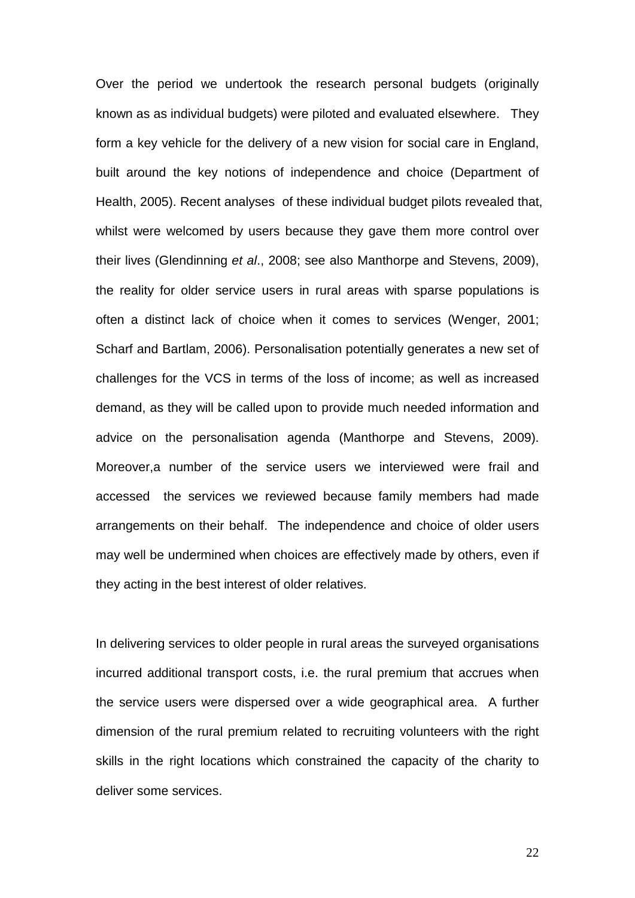Over the period we undertook the research personal budgets (originally known as as individual budgets) were piloted and evaluated elsewhere. They form a key vehicle for the delivery of a new vision for social care in England, built around the key notions of independence and choice (Department of Health, 2005). Recent analyses of these individual budget pilots revealed that, whilst were welcomed by users because they gave them more control over their lives (Glendinning *et al*., 2008; see also Manthorpe and Stevens, 2009), the reality for older service users in rural areas with sparse populations is often a distinct lack of choice when it comes to services (Wenger, 2001; Scharf and Bartlam, 2006). Personalisation potentially generates a new set of challenges for the VCS in terms of the loss of income; as well as increased demand, as they will be called upon to provide much needed information and advice on the personalisation agenda (Manthorpe and Stevens, 2009). Moreover,a number of the service users we interviewed were frail and accessed the services we reviewed because family members had made arrangements on their behalf. The independence and choice of older users may well be undermined when choices are effectively made by others, even if they acting in the best interest of older relatives.

In delivering services to older people in rural areas the surveyed organisations incurred additional transport costs, i.e. the rural premium that accrues when the service users were dispersed over a wide geographical area. A further dimension of the rural premium related to recruiting volunteers with the right skills in the right locations which constrained the capacity of the charity to deliver some services.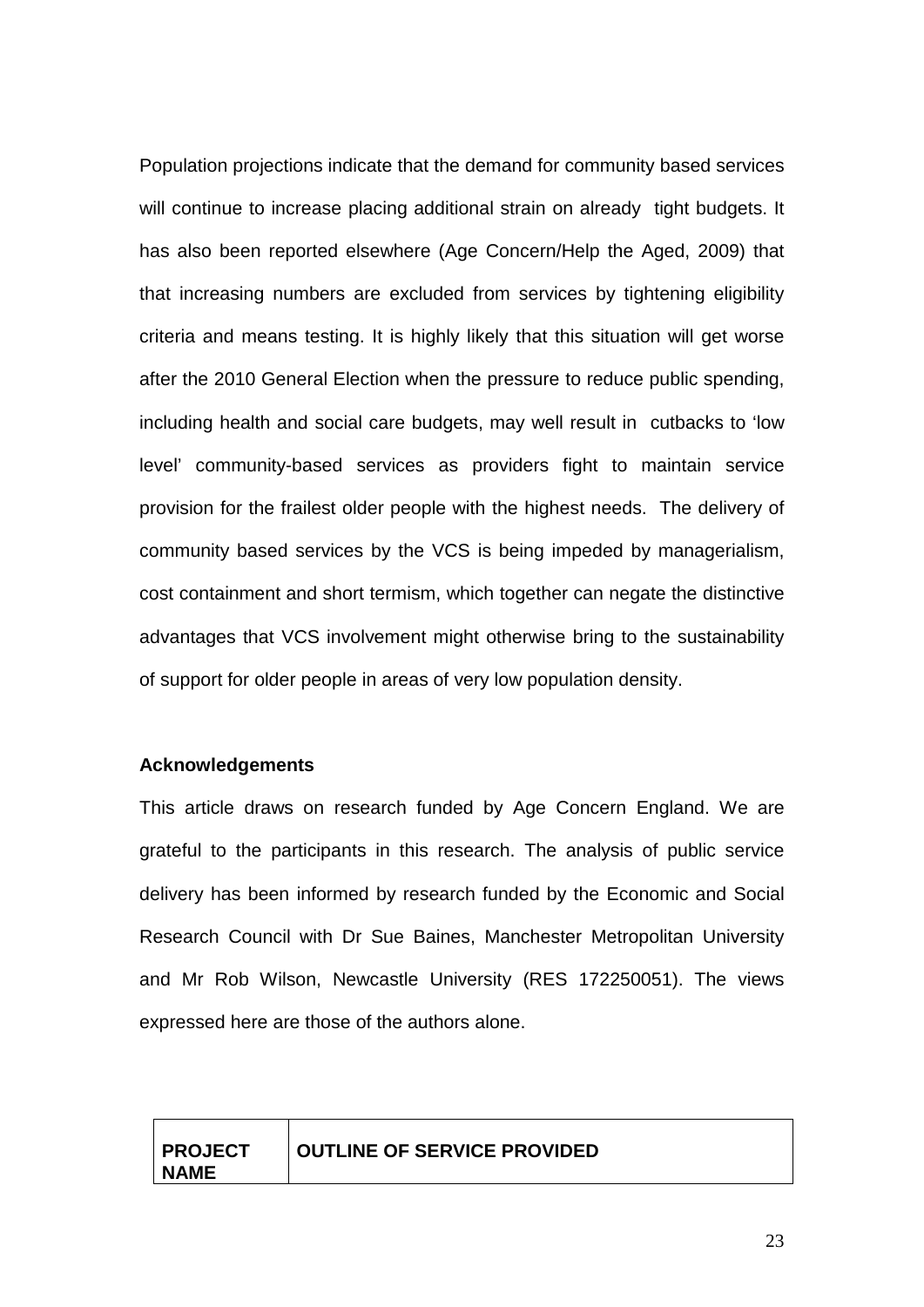Population projections indicate that the demand for community based services will continue to increase placing additional strain on already tight budgets. It has also been reported elsewhere (Age Concern/Help the Aged, 2009) that that increasing numbers are excluded from services by tightening eligibility criteria and means testing. It is highly likely that this situation will get worse after the 2010 General Election when the pressure to reduce public spending, including health and social care budgets, may well result in cutbacks to 'low level' community-based services as providers fight to maintain service provision for the frailest older people with the highest needs. The delivery of community based services by the VCS is being impeded by managerialism, cost containment and short termism, which together can negate the distinctive advantages that VCS involvement might otherwise bring to the sustainability of support for older people in areas of very low population density.

**Acknowledgements**

This article draws on research funded by Age Concern England. We are grateful to the participants in this research. The analysis of public service delivery has been informed by research funded by the Economic and Social Research Council with Dr Sue Baines, Manchester Metropolitan University and Mr Rob Wilson, Newcastle University (RES 172250051). The views expressed here are those of the authors alone.

| PROJECT NAME | OUTLINE OF SERVICE PROVIDED |
|---|---|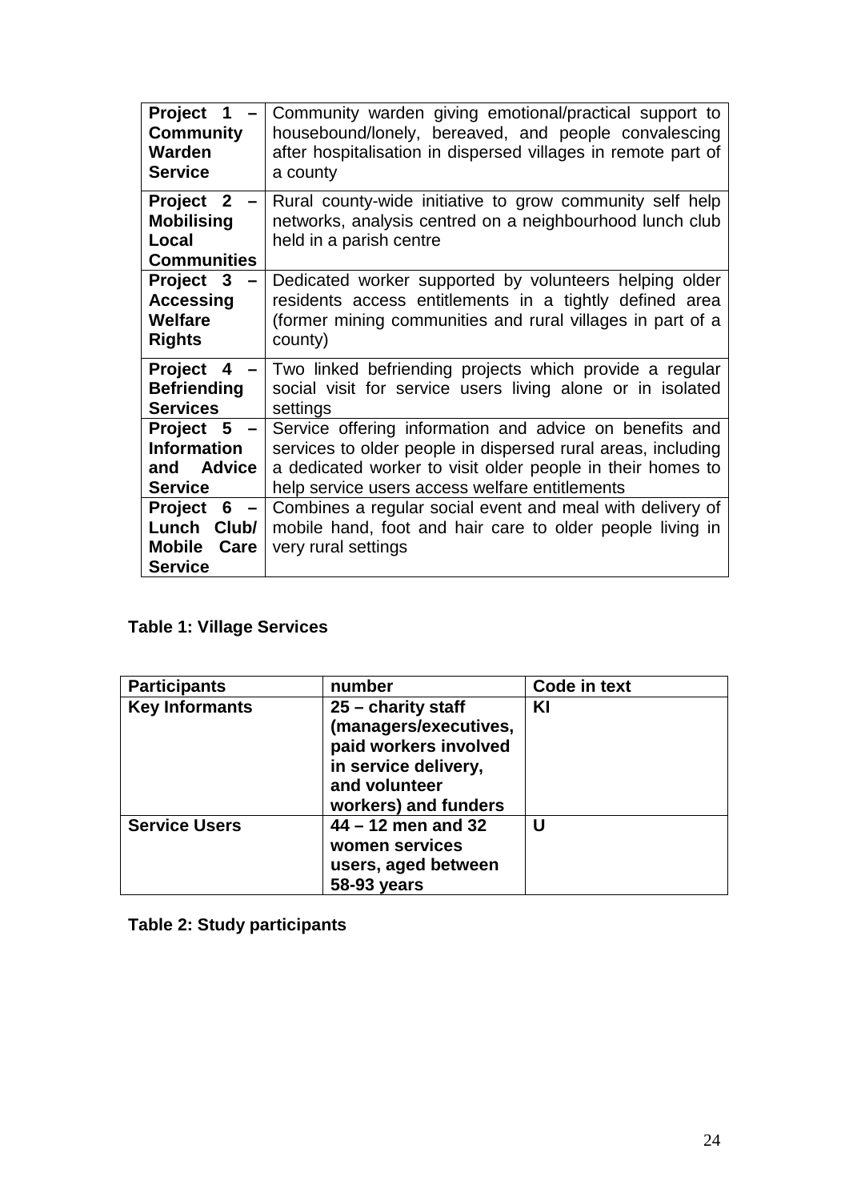| | |
|---|---|
| **Project 1 – Community Warden Service** | Community warden giving emotional/practical support to housebound/lonely, bereaved, and people convalescing after hospitalisation in dispersed villages in remote part of a county |
| **Project 2 – Mobilising Local Communities** | Rural county-wide initiative to grow community self help networks, analysis centred on a neighbourhood lunch club held in a parish centre |
| **Project 3 – Accessing Welfare Rights** | Dedicated worker supported by volunteers helping older residents access entitlements in a tightly defined area (former mining communities and rural villages in part of a county) |
| **Project 4 – Befriending Services** | Two linked befriending projects which provide a regular social visit for service users living alone or in isolated settings |
| **Project 5 – Information and Advice Service** | Service offering information and advice on benefits and services to older people in dispersed rural areas, including a dedicated worker to visit older people in their homes to help service users access welfare entitlements |
| **Project 6 – Lunch Club/ Mobile Care Service** | Combines a regular social event and meal with delivery of mobile hand, foot and hair care to older people living in very rural settings |

**Table 1: Village Services**

| Participants | number | Code in text |
|---|---|---|
| **Key Informants** | **25 – charity staff (managers/executives, paid workers involved in service delivery, and volunteer workers) and funders** | **KI** |
| **Service Users** | **44 – 12 men and 32 women services users, aged between 58-93 years** | **U** |

**Table 2: Study participants**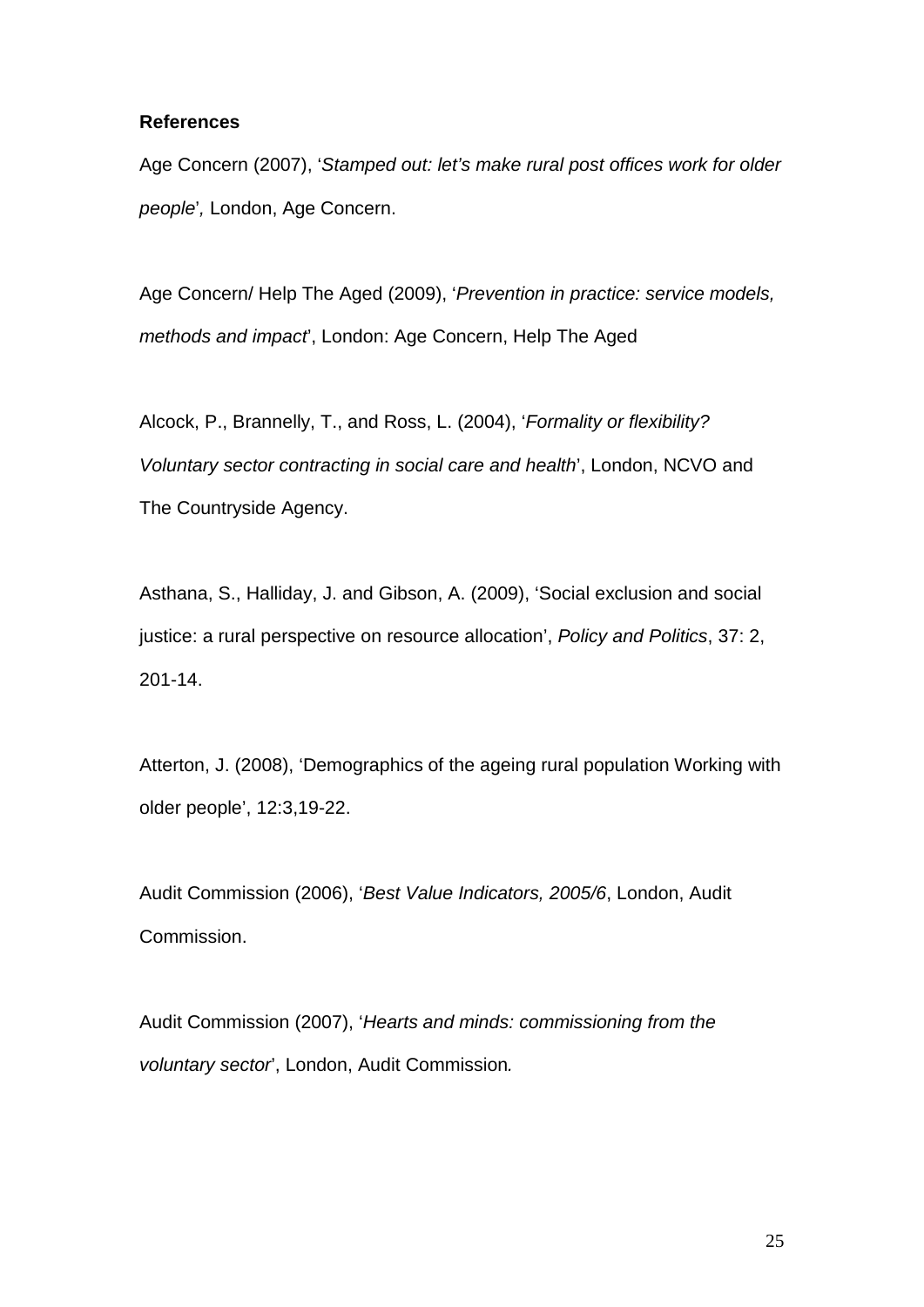**References**

Age Concern (2007), '*Stamped out: let's make rural post offices work for older people*', London, Age Concern.

Age Concern/ Help The Aged (2009), '*Prevention in practice: service models, methods and impact*', London: Age Concern, Help The Aged

Alcock, P., Brannelly, T., and Ross, L. (2004), '*Formality or flexibility? Voluntary sector contracting in social care and health*', London, NCVO and The Countryside Agency.

Asthana, S., Halliday, J. and Gibson, A. (2009), 'Social exclusion and social justice: a rural perspective on resource allocation', *Policy and Politics*, 37: 2, 201-14.

Atterton, J. (2008), 'Demographics of the ageing rural population Working with older people', 12:3,19-22.

Audit Commission (2006), '*Best Value Indicators, 2005/6*, London, Audit Commission.

Audit Commission (2007), '*Hearts and minds: commissioning from the voluntary sector*', London, Audit Commission*.*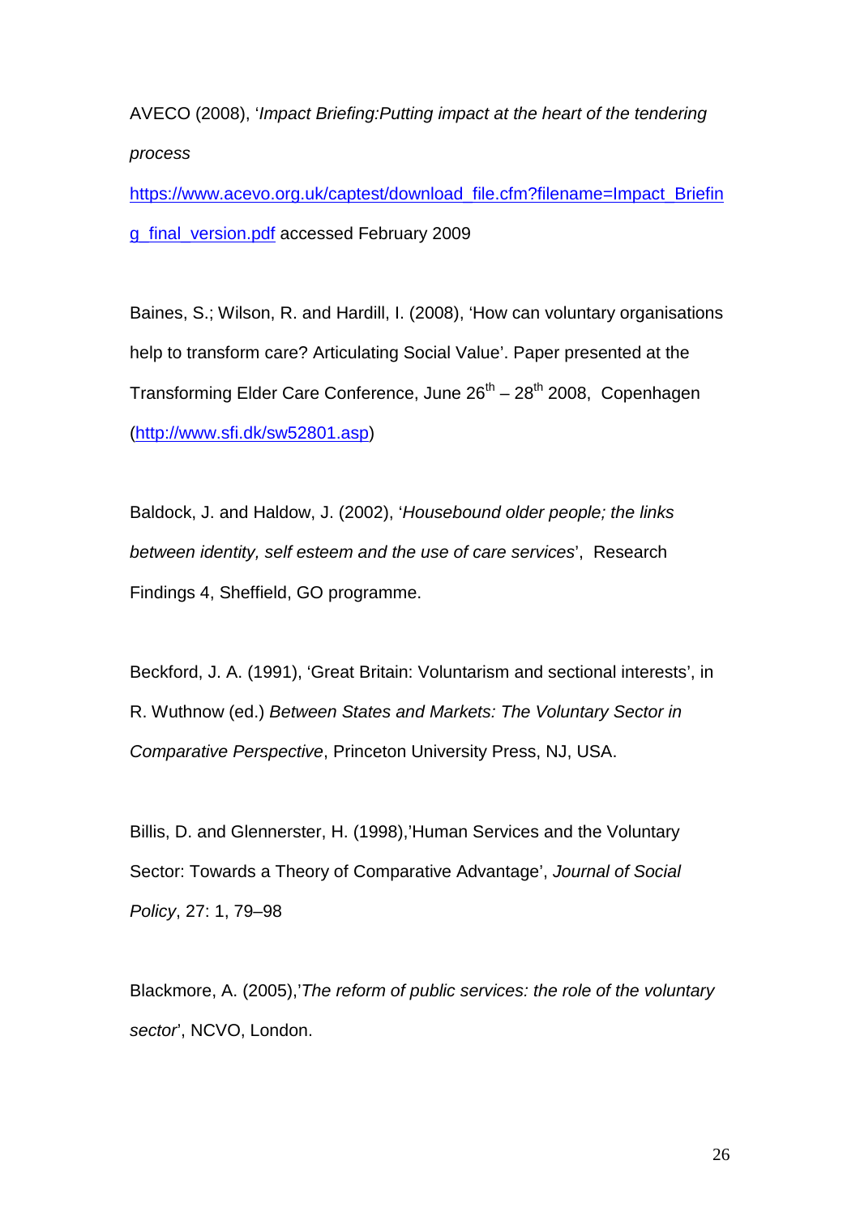AVECO (2008), '*Impact Briefing:Putting impact at the heart of the tendering process*

https://www.acevo.org.uk/captest/download_file.cfm?filename=Impact_Briefing_final_version.pdf accessed February 2009

Baines, S.; Wilson, R. and Hardill, I. (2008), 'How can voluntary organisations help to transform care? Articulating Social Value'. Paper presented at the Transforming Elder Care Conference, June 26th – 28th 2008, Copenhagen (http://www.sfi.dk/sw52801.asp)

Baldock, J. and Haldow, J. (2002), '*Housebound older people; the links between identity, self esteem and the use of care services*', Research Findings 4, Sheffield, GO programme.

Beckford, J. A. (1991), 'Great Britain: Voluntarism and sectional interests', in R. Wuthnow (ed.) *Between States and Markets: The Voluntary Sector in Comparative Perspective*, Princeton University Press, NJ, USA.

Billis, D. and Glennerster, H. (1998),'Human Services and the Voluntary Sector: Towards a Theory of Comparative Advantage', *Journal of Social Policy*, 27: 1, 79–98

Blackmore, A. (2005),'*The reform of public services: the role of the voluntary sector*', NCVO, London.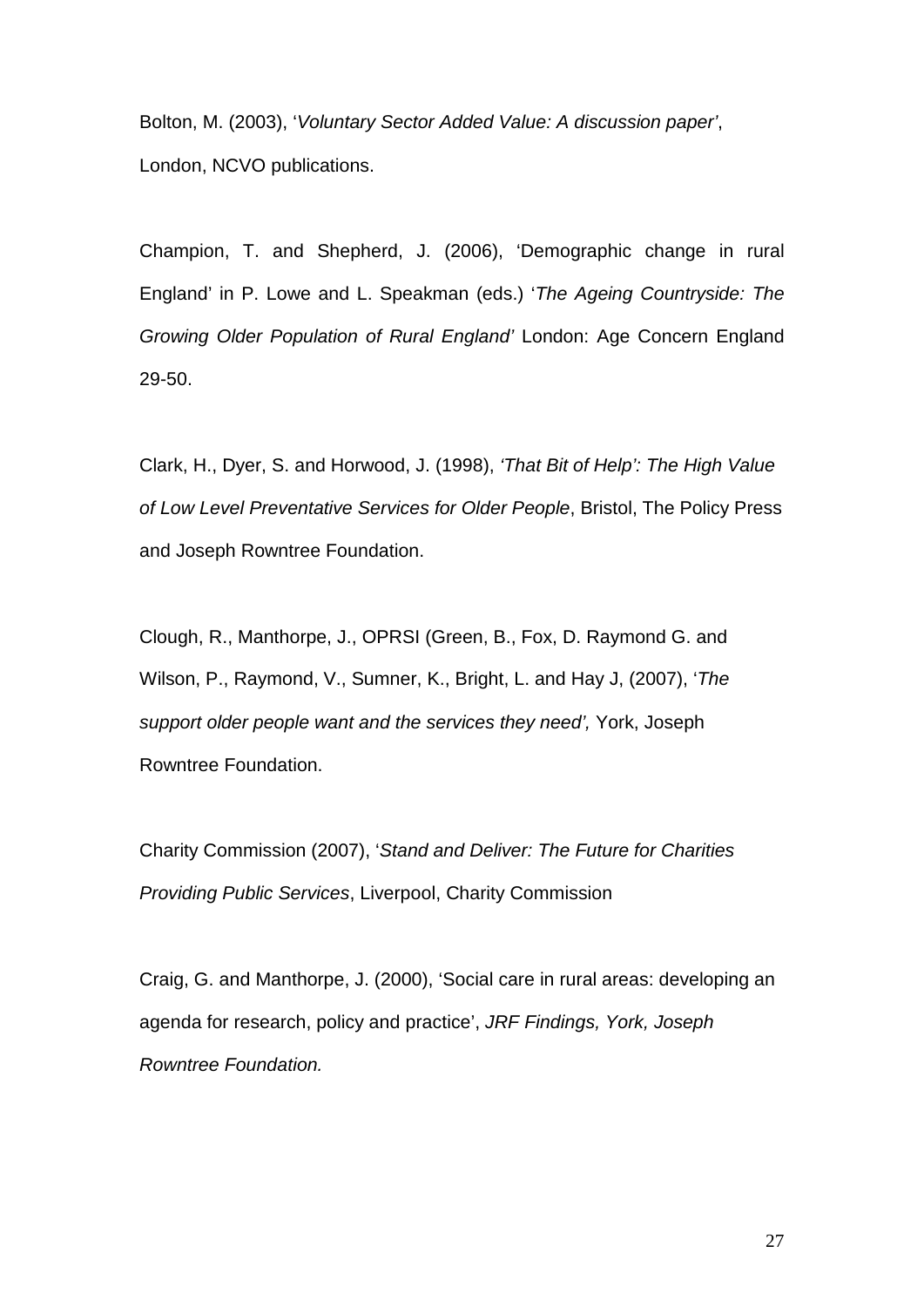Bolton, M. (2003), '*Voluntary Sector Added Value: A discussion paper'*, London, NCVO publications.

Champion, T. and Shepherd, J. (2006), 'Demographic change in rural England' in P. Lowe and L. Speakman (eds.) '*The Ageing Countryside: The Growing Older Population of Rural England'* London: Age Concern England 29-50.

Clark, H., Dyer, S. and Horwood, J. (1998), *'That Bit of Help': The High Value of Low Level Preventative Services for Older People*, Bristol, The Policy Press and Joseph Rowntree Foundation.

Clough, R., Manthorpe, J., OPRSI (Green, B., Fox, D. Raymond G. and Wilson, P., Raymond, V., Sumner, K., Bright, L. and Hay J, (2007), '*The support older people want and the services they need',* York, Joseph Rowntree Foundation.

Charity Commission (2007), '*Stand and Deliver: The Future for Charities Providing Public Services*, Liverpool, Charity Commission

Craig, G. and Manthorpe, J. (2000), 'Social care in rural areas: developing an agenda for research, policy and practice', *JRF Findings, York, Joseph Rowntree Foundation.*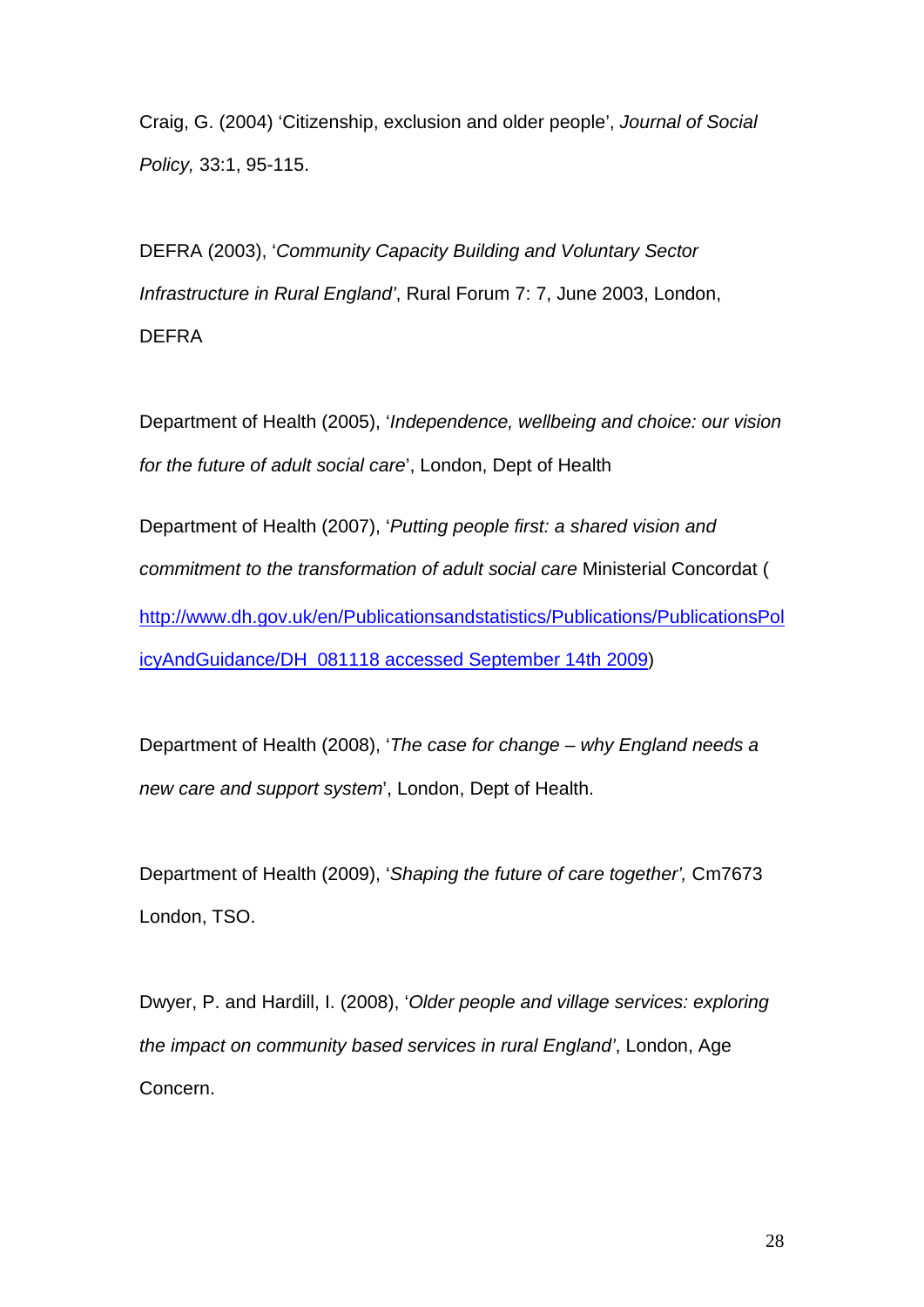Craig, G. (2004) 'Citizenship, exclusion and older people', *Journal of Social Policy,* 33:1, 95-115.

DEFRA (2003), '*Community Capacity Building and Voluntary Sector Infrastructure in Rural England'*, Rural Forum 7: 7, June 2003, London, DEFRA

Department of Health (2005), '*Independence, wellbeing and choice: our vision for the future of adult social care*', London, Dept of Health

Department of Health (2007), '*Putting people first: a shared vision and commitment to the transformation of adult social care* Ministerial Concordat ( http://www.dh.gov.uk/en/Publicationsandstatistics/Publications/PublicationsPolicyAndGuidance/DH_081118 accessed September 14th 2009)

Department of Health (2008), '*The case for change – why England needs a new care and support system*', London, Dept of Health.

Department of Health (2009), '*Shaping the future of care together',* Cm7673 London, TSO.

Dwyer, P. and Hardill, I. (2008), '*Older people and village services: exploring the impact on community based services in rural England'*, London, Age Concern.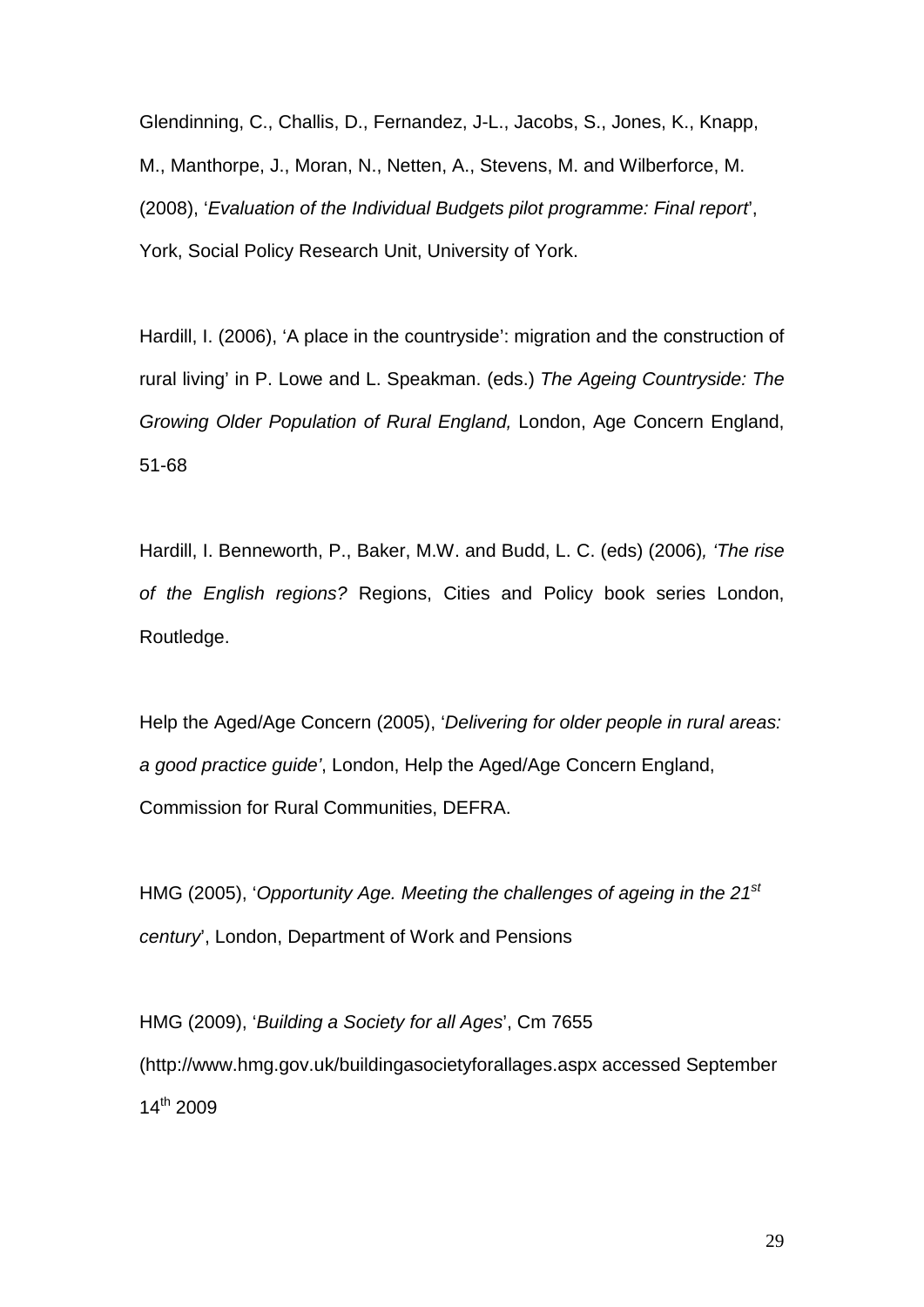Glendinning, C., Challis, D., Fernandez, J-L., Jacobs, S., Jones, K., Knapp, M., Manthorpe, J., Moran, N., Netten, A., Stevens, M. and Wilberforce, M. (2008), '*Evaluation of the Individual Budgets pilot programme: Final report*', York, Social Policy Research Unit, University of York.

Hardill, I. (2006), 'A place in the countryside': migration and the construction of rural living' in P. Lowe and L. Speakman. (eds.) *The Ageing Countryside: The Growing Older Population of Rural England,* London, Age Concern England, 51-68

Hardill, I. Benneworth, P., Baker, M.W. and Budd, L. C. (eds) (2006)*, 'The rise of the English regions?* Regions, Cities and Policy book series London, Routledge.

Help the Aged/Age Concern (2005), '*Delivering for older people in rural areas: a good practice guide'*, London, Help the Aged/Age Concern England, Commission for Rural Communities, DEFRA.

HMG (2005), '*Opportunity Age. Meeting the challenges of ageing in the 21st century*', London, Department of Work and Pensions

HMG (2009), '*Building a Society for all Ages*', Cm 7655 (http://www.hmg.gov.uk/buildingasocietyforallages.aspx accessed September 14th 2009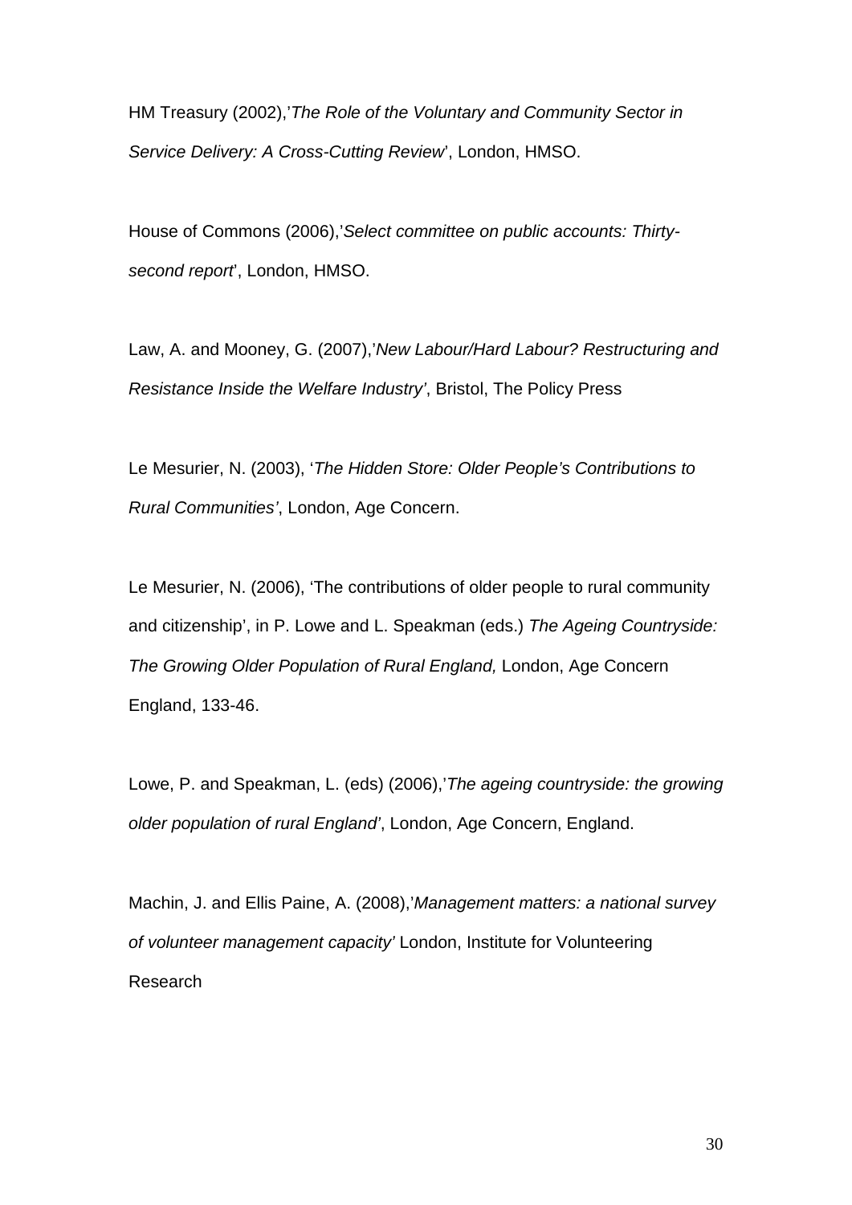HM Treasury (2002),'*The Role of the Voluntary and Community Sector in Service Delivery: A Cross-Cutting Review*', London, HMSO.

House of Commons (2006),'*Select committee on public accounts: Thirty-second report*', London, HMSO.

Law, A. and Mooney, G. (2007),'*New Labour/Hard Labour? Restructuring and Resistance Inside the Welfare Industry'*, Bristol, The Policy Press

Le Mesurier, N. (2003), '*The Hidden Store: Older People's Contributions to Rural Communities'*, London, Age Concern.

Le Mesurier, N. (2006), 'The contributions of older people to rural community and citizenship', in P. Lowe and L. Speakman (eds.) *The Ageing Countryside: The Growing Older Population of Rural England,* London, Age Concern England, 133-46.

Lowe, P. and Speakman, L. (eds) (2006),'*The ageing countryside: the growing older population of rural England'*, London, Age Concern, England.

Machin, J. and Ellis Paine, A. (2008),'*Management matters: a national survey of volunteer management capacity'* London, Institute for Volunteering Research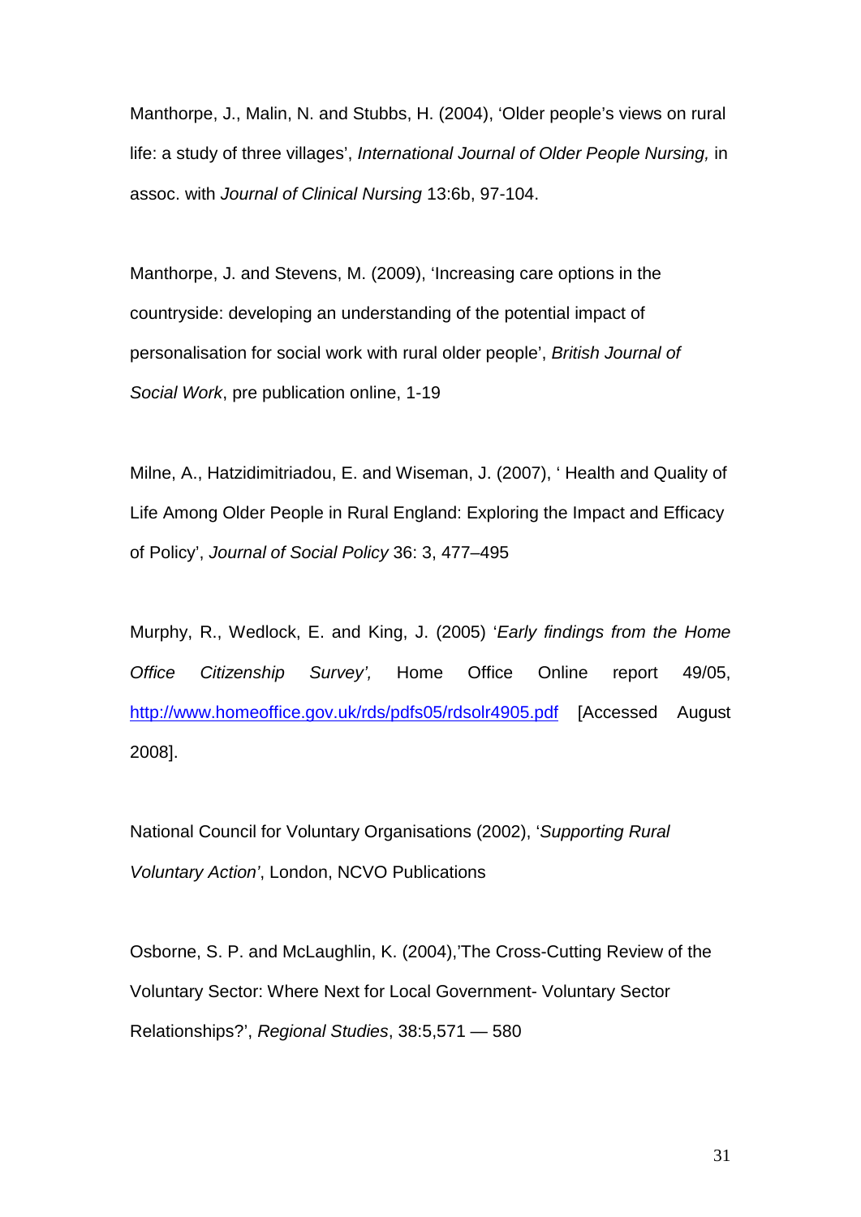Manthorpe, J., Malin, N. and Stubbs, H. (2004), 'Older people's views on rural life: a study of three villages', *International Journal of Older People Nursing,* in assoc. with *Journal of Clinical Nursing* 13:6b, 97-104.

Manthorpe, J. and Stevens, M. (2009), 'Increasing care options in the countryside: developing an understanding of the potential impact of personalisation for social work with rural older people', *British Journal of Social Work*, pre publication online, 1-19

Milne, A., Hatzidimitriadou, E. and Wiseman, J. (2007), ' Health and Quality of Life Among Older People in Rural England: Exploring the Impact and Efficacy of Policy', *Journal of Social Policy* 36: 3, 477–495

Murphy, R., Wedlock, E. and King, J. (2005) '*Early findings from the Home Office Citizenship Survey',* Home Office Online report 49/05, http://www.homeoffice.gov.uk/rds/pdfs05/rdsolr4905.pdf [Accessed August 2008].

National Council for Voluntary Organisations (2002), '*Supporting Rural Voluntary Action'*, London, NCVO Publications

Osborne, S. P. and McLaughlin, K. (2004),'The Cross-Cutting Review of the Voluntary Sector: Where Next for Local Government- Voluntary Sector Relationships?', *Regional Studies*, 38:5,571 — 580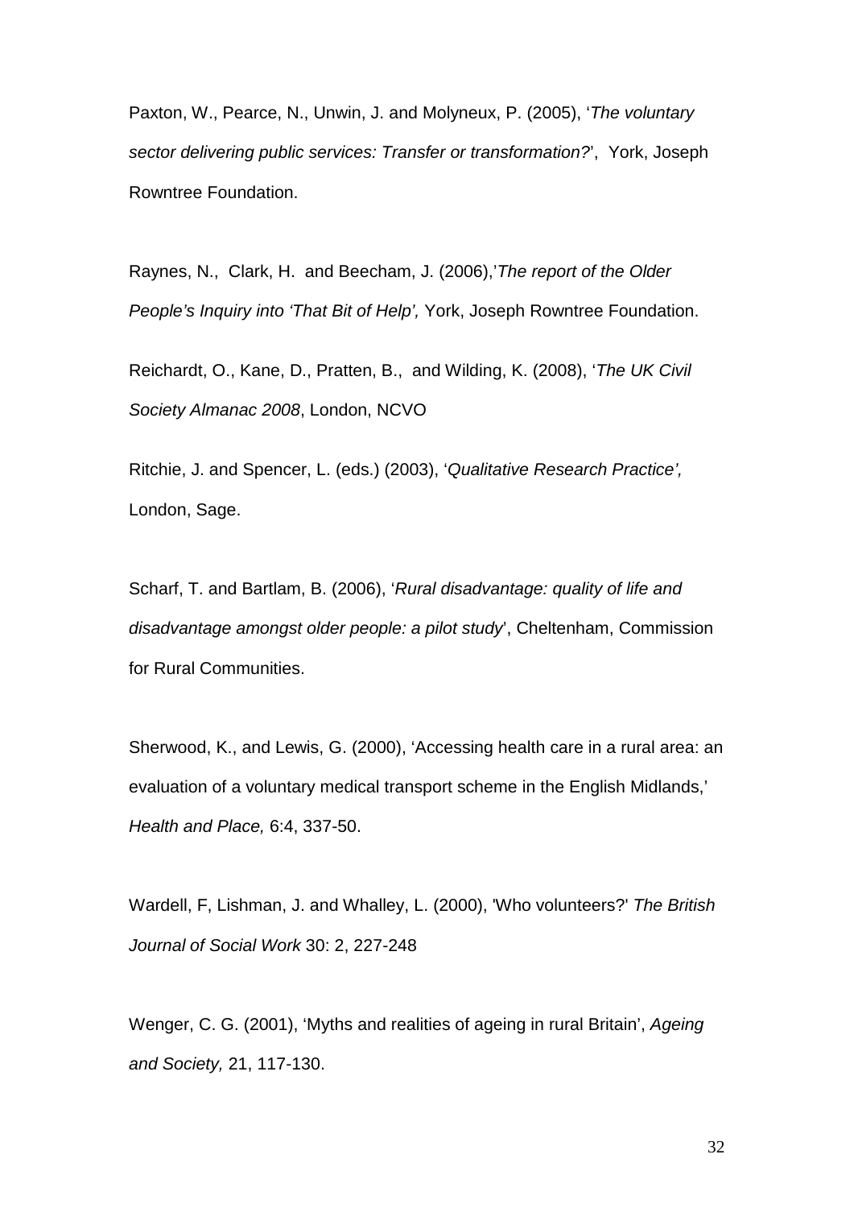Paxton, W., Pearce, N., Unwin, J. and Molyneux, P. (2005), '*The voluntary sector delivering public services: Transfer or transformation?*', York, Joseph Rowntree Foundation.

Raynes, N., Clark, H. and Beecham, J. (2006),'*The report of the Older People's Inquiry into 'That Bit of Help',* York, Joseph Rowntree Foundation.

Reichardt, O., Kane, D., Pratten, B., and Wilding, K. (2008), '*The UK Civil Society Almanac 2008*, London, NCVO

Ritchie, J. and Spencer, L. (eds.) (2003), '*Qualitative Research Practice',* London, Sage.

Scharf, T. and Bartlam, B. (2006), '*Rural disadvantage: quality of life and disadvantage amongst older people: a pilot study*', Cheltenham, Commission for Rural Communities.

Sherwood, K., and Lewis, G. (2000), 'Accessing health care in a rural area: an evaluation of a voluntary medical transport scheme in the English Midlands,' *Health and Place,* 6:4, 337-50.

Wardell, F, Lishman, J. and Whalley, L. (2000), 'Who volunteers?' *The British Journal of Social Work* 30: 2, 227-248

Wenger, C. G. (2001), 'Myths and realities of ageing in rural Britain', *Ageing and Society,* 21, 117-130.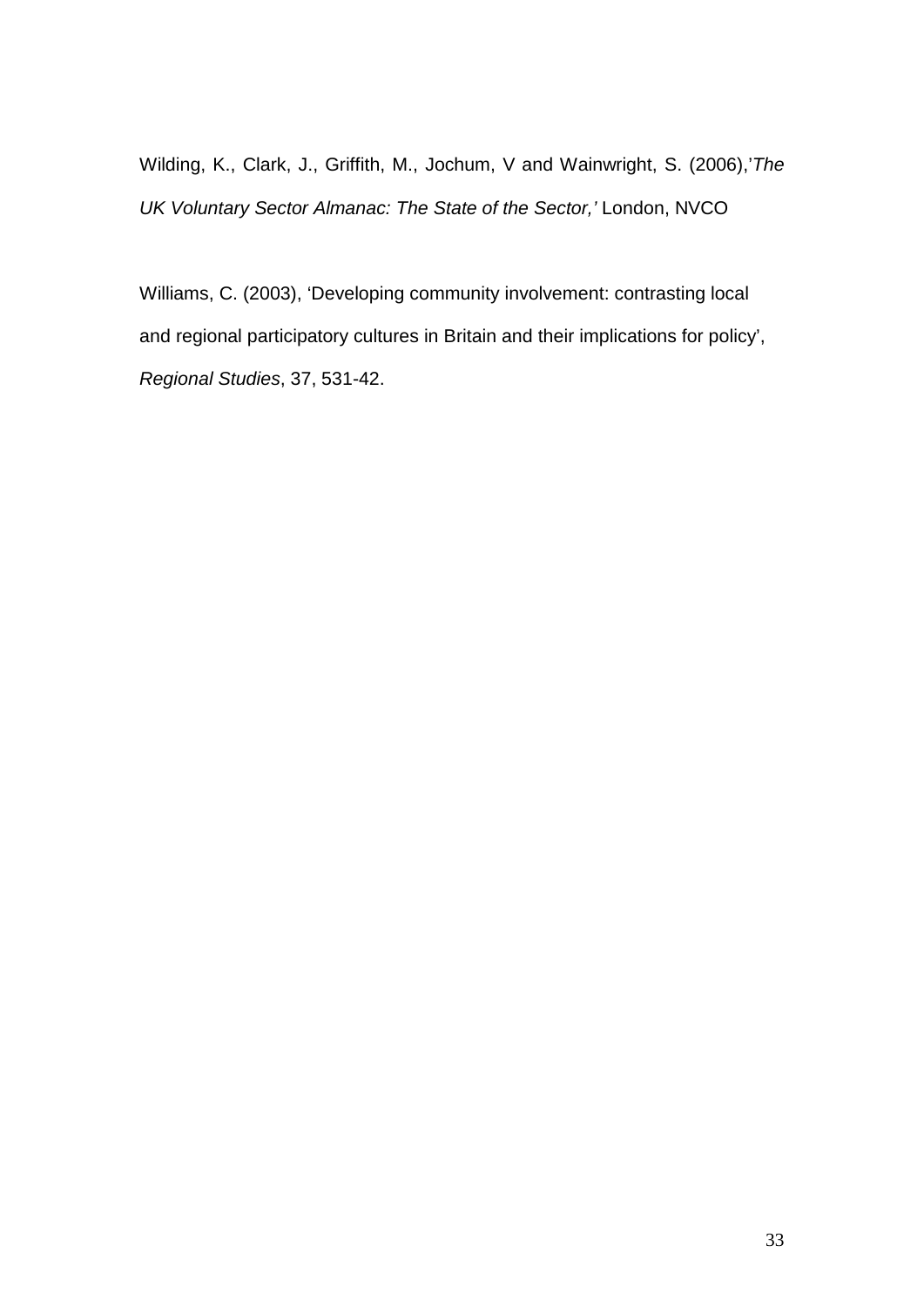Wilding, K., Clark, J., Griffith, M., Jochum, V and Wainwright, S. (2006),'*The UK Voluntary Sector Almanac: The State of the Sector,'* London, NVCO

Williams, C. (2003), 'Developing community involvement: contrasting local and regional participatory cultures in Britain and their implications for policy', *Regional Studies*, 37, 531-42.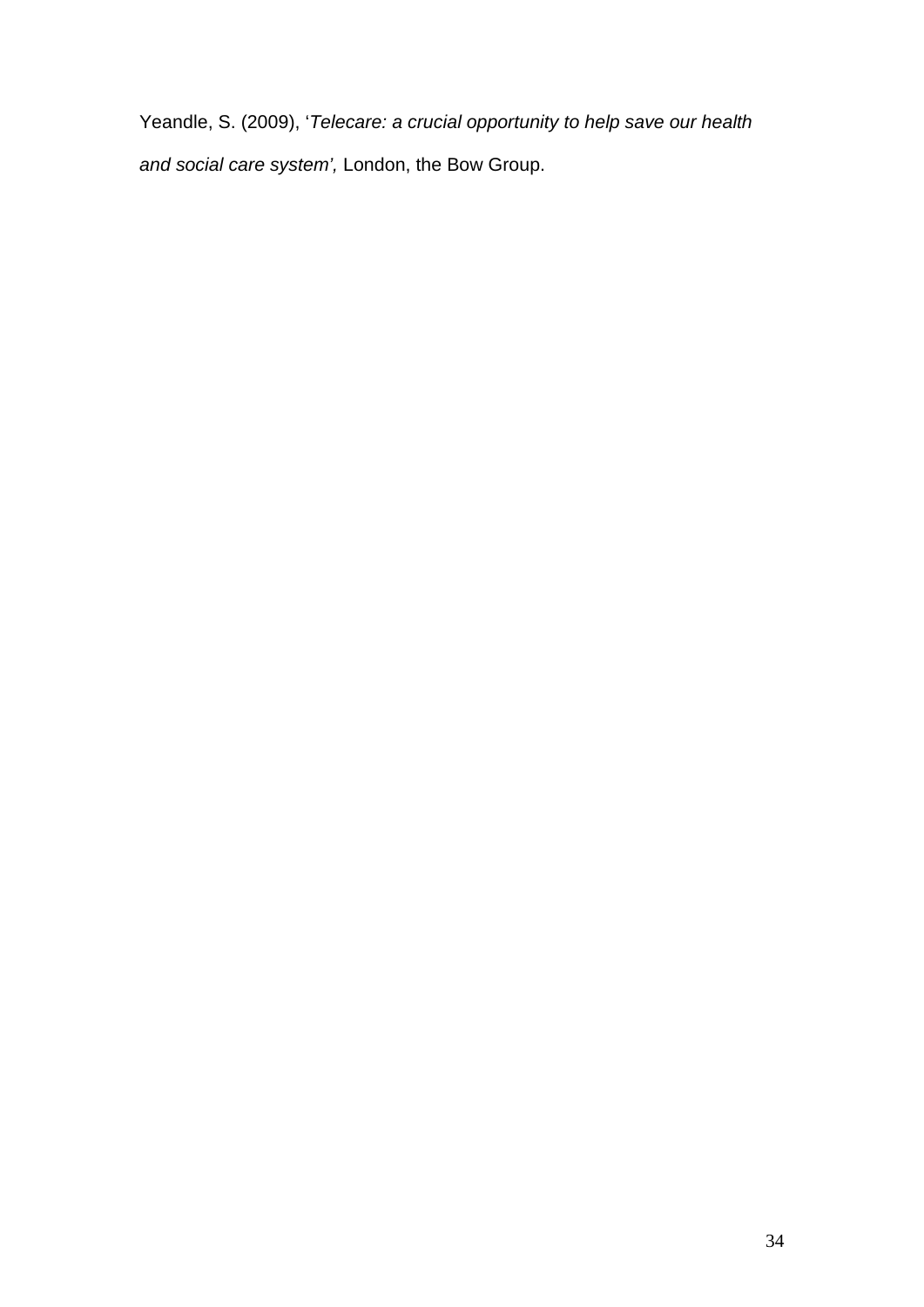Yeandle, S. (2009), '*Telecare: a crucial opportunity to help save our health and social care system',* London, the Bow Group.